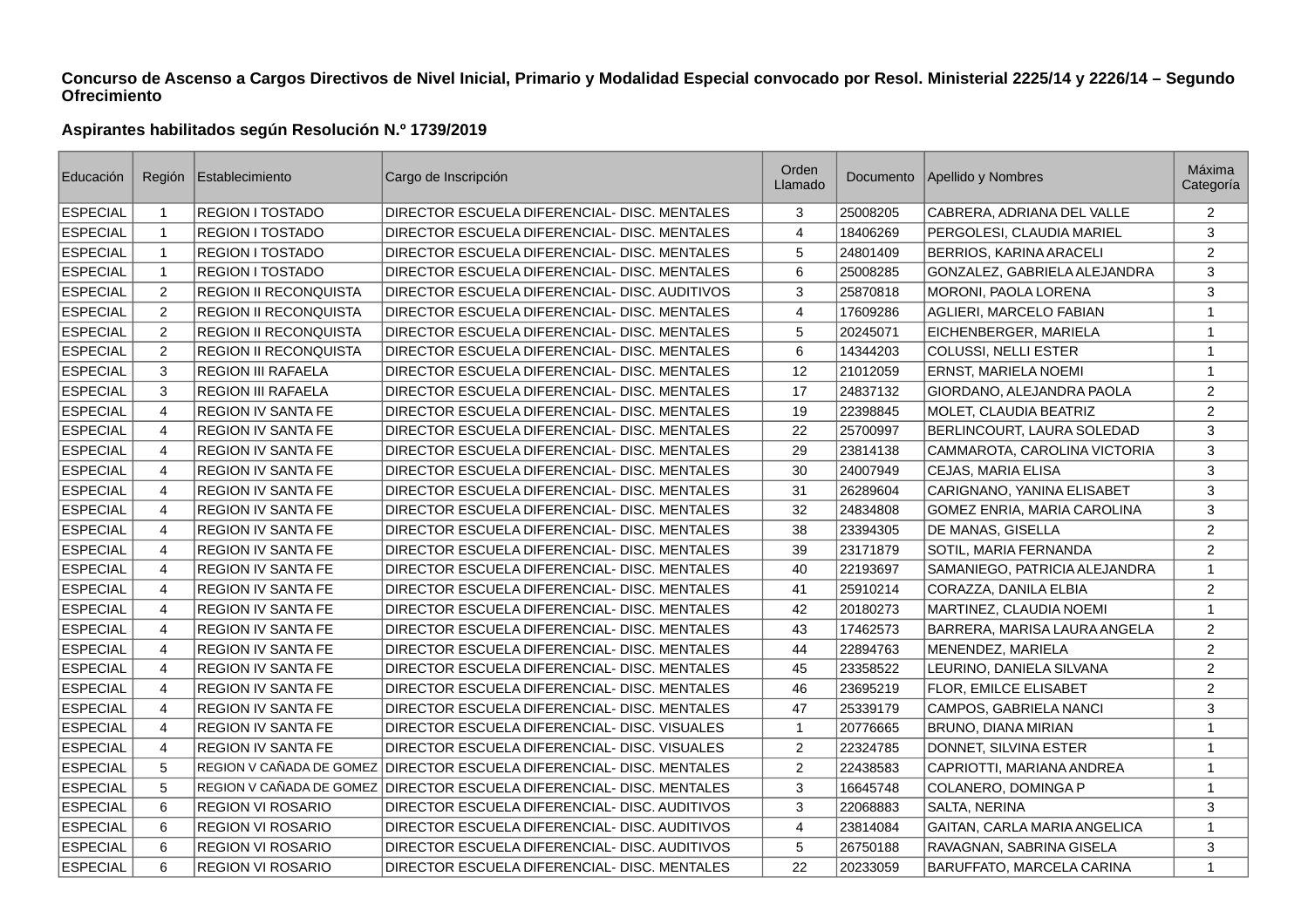**Concurso de Ascenso a Cargos Directivos de Nivel Inicial, Primario y Modalidad Especial convocado por Resol. Ministerial 2225/14 y 2226/14 – Segundo Ofrecimiento**

**Aspirantes habilitados según Resolución N.º 1739/2019**

| Educación | Región | Establecimiento | Cargo de Inscripción | Orden Llamado | Documento | Apellido y Nombres | Máxima Categoría |
|---|---|---|---|---|---|---|---|
| ESPECIAL | 1 | REGION I TOSTADO | DIRECTOR ESCUELA DIFERENCIAL- DISC. MENTALES | 3 | 25008205 | CABRERA, ADRIANA DEL VALLE | 2 |
| ESPECIAL | 1 | REGION I TOSTADO | DIRECTOR ESCUELA DIFERENCIAL- DISC. MENTALES | 4 | 18406269 | PERGOLESI, CLAUDIA MARIEL | 3 |
| ESPECIAL | 1 | REGION I TOSTADO | DIRECTOR ESCUELA DIFERENCIAL- DISC. MENTALES | 5 | 24801409 | BERRIOS, KARINA ARACELI | 2 |
| ESPECIAL | 1 | REGION I TOSTADO | DIRECTOR ESCUELA DIFERENCIAL- DISC. MENTALES | 6 | 25008285 | GONZALEZ, GABRIELA ALEJANDRA | 3 |
| ESPECIAL | 2 | REGION II RECONQUISTA | DIRECTOR ESCUELA DIFERENCIAL- DISC. AUDITIVOS | 3 | 25870818 | MORONI, PAOLA LORENA | 3 |
| ESPECIAL | 2 | REGION II RECONQUISTA | DIRECTOR ESCUELA DIFERENCIAL- DISC. MENTALES | 4 | 17609286 | AGLIERI, MARCELO FABIAN | 1 |
| ESPECIAL | 2 | REGION II RECONQUISTA | DIRECTOR ESCUELA DIFERENCIAL- DISC. MENTALES | 5 | 20245071 | EICHENBERGER, MARIELA | 1 |
| ESPECIAL | 2 | REGION II RECONQUISTA | DIRECTOR ESCUELA DIFERENCIAL- DISC. MENTALES | 6 | 14344203 | COLUSSI, NELLI ESTER | 1 |
| ESPECIAL | 3 | REGION III RAFAELA | DIRECTOR ESCUELA DIFERENCIAL- DISC. MENTALES | 12 | 21012059 | ERNST, MARIELA NOEMI | 1 |
| ESPECIAL | 3 | REGION III RAFAELA | DIRECTOR ESCUELA DIFERENCIAL- DISC. MENTALES | 17 | 24837132 | GIORDANO, ALEJANDRA PAOLA | 2 |
| ESPECIAL | 4 | REGION IV SANTA FE | DIRECTOR ESCUELA DIFERENCIAL- DISC. MENTALES | 19 | 22398845 | MOLET, CLAUDIA BEATRIZ | 2 |
| ESPECIAL | 4 | REGION IV SANTA FE | DIRECTOR ESCUELA DIFERENCIAL- DISC. MENTALES | 22 | 25700997 | BERLINCOURT, LAURA SOLEDAD | 3 |
| ESPECIAL | 4 | REGION IV SANTA FE | DIRECTOR ESCUELA DIFERENCIAL- DISC. MENTALES | 29 | 23814138 | CAMMAROTA, CAROLINA VICTORIA | 3 |
| ESPECIAL | 4 | REGION IV SANTA FE | DIRECTOR ESCUELA DIFERENCIAL- DISC. MENTALES | 30 | 24007949 | CEJAS, MARIA ELISA | 3 |
| ESPECIAL | 4 | REGION IV SANTA FE | DIRECTOR ESCUELA DIFERENCIAL- DISC. MENTALES | 31 | 26289604 | CARIGNANO, YANINA ELISABET | 3 |
| ESPECIAL | 4 | REGION IV SANTA FE | DIRECTOR ESCUELA DIFERENCIAL- DISC. MENTALES | 32 | 24834808 | GOMEZ ENRIA, MARIA CAROLINA | 3 |
| ESPECIAL | 4 | REGION IV SANTA FE | DIRECTOR ESCUELA DIFERENCIAL- DISC. MENTALES | 38 | 23394305 | DE MANAS, GISELLA | 2 |
| ESPECIAL | 4 | REGION IV SANTA FE | DIRECTOR ESCUELA DIFERENCIAL- DISC. MENTALES | 39 | 23171879 | SOTIL, MARIA FERNANDA | 2 |
| ESPECIAL | 4 | REGION IV SANTA FE | DIRECTOR ESCUELA DIFERENCIAL- DISC. MENTALES | 40 | 22193697 | SAMANIEGO, PATRICIA ALEJANDRA | 1 |
| ESPECIAL | 4 | REGION IV SANTA FE | DIRECTOR ESCUELA DIFERENCIAL- DISC. MENTALES | 41 | 25910214 | CORAZZA, DANILA ELBIA | 2 |
| ESPECIAL | 4 | REGION IV SANTA FE | DIRECTOR ESCUELA DIFERENCIAL- DISC. MENTALES | 42 | 20180273 | MARTINEZ, CLAUDIA NOEMI | 1 |
| ESPECIAL | 4 | REGION IV SANTA FE | DIRECTOR ESCUELA DIFERENCIAL- DISC. MENTALES | 43 | 17462573 | BARRERA, MARISA LAURA ANGELA | 2 |
| ESPECIAL | 4 | REGION IV SANTA FE | DIRECTOR ESCUELA DIFERENCIAL- DISC. MENTALES | 44 | 22894763 | MENENDEZ, MARIELA | 2 |
| ESPECIAL | 4 | REGION IV SANTA FE | DIRECTOR ESCUELA DIFERENCIAL- DISC. MENTALES | 45 | 23358522 | LEURINO, DANIELA SILVANA | 2 |
| ESPECIAL | 4 | REGION IV SANTA FE | DIRECTOR ESCUELA DIFERENCIAL- DISC. MENTALES | 46 | 23695219 | FLOR, EMILCE ELISABET | 2 |
| ESPECIAL | 4 | REGION IV SANTA FE | DIRECTOR ESCUELA DIFERENCIAL- DISC. MENTALES | 47 | 25339179 | CAMPOS, GABRIELA NANCI | 3 |
| ESPECIAL | 4 | REGION IV SANTA FE | DIRECTOR ESCUELA DIFERENCIAL- DISC. VISUALES | 1 | 20776665 | BRUNO, DIANA MIRIAN | 1 |
| ESPECIAL | 4 | REGION IV SANTA FE | DIRECTOR ESCUELA DIFERENCIAL- DISC. VISUALES | 2 | 22324785 | DONNET, SILVINA ESTER | 1 |
| ESPECIAL | 5 | REGION V CAÑADA DE GOMEZ | DIRECTOR ESCUELA DIFERENCIAL- DISC. MENTALES | 2 | 22438583 | CAPRIOTTI, MARIANA ANDREA | 1 |
| ESPECIAL | 5 | REGION V CAÑADA DE GOMEZ | DIRECTOR ESCUELA DIFERENCIAL- DISC. MENTALES | 3 | 16645748 | COLANERO, DOMINGA P | 1 |
| ESPECIAL | 6 | REGION VI ROSARIO | DIRECTOR ESCUELA DIFERENCIAL- DISC. AUDITIVOS | 3 | 22068883 | SALTA, NERINA | 3 |
| ESPECIAL | 6 | REGION VI ROSARIO | DIRECTOR ESCUELA DIFERENCIAL- DISC. AUDITIVOS | 4 | 23814084 | GAITAN, CARLA MARIA ANGELICA | 1 |
| ESPECIAL | 6 | REGION VI ROSARIO | DIRECTOR ESCUELA DIFERENCIAL- DISC. AUDITIVOS | 5 | 26750188 | RAVAGNAN, SABRINA GISELA | 3 |
| ESPECIAL | 6 | REGION VI ROSARIO | DIRECTOR ESCUELA DIFERENCIAL- DISC. MENTALES | 22 | 20233059 | BARUFFATO, MARCELA CARINA | 1 |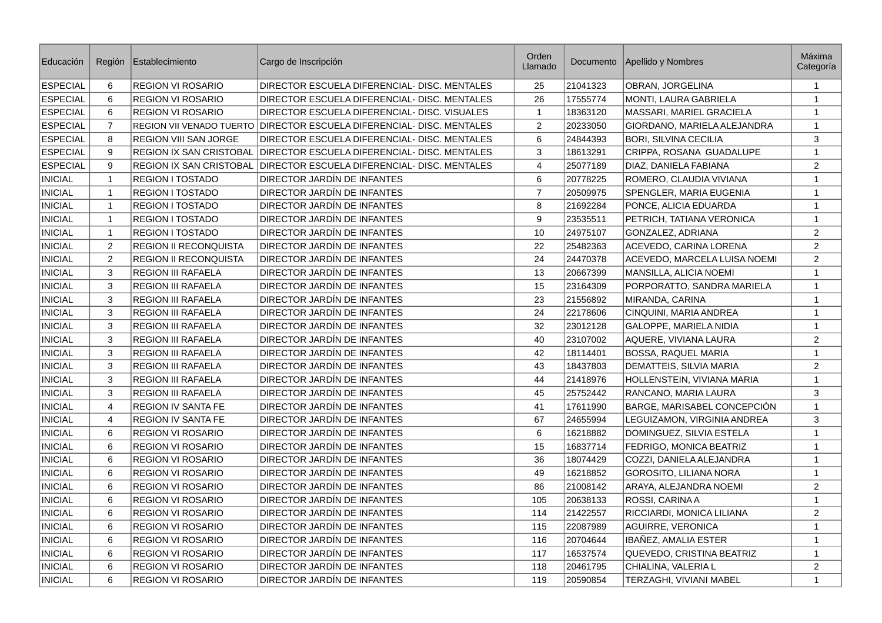| Educación | Región | Establecimiento | Cargo de Inscripción | Orden Llamado | Documento | Apellido y Nombres | Máxima Categoría |
|---|---|---|---|---|---|---|---|
| ESPECIAL | 6 | REGION VI ROSARIO | DIRECTOR ESCUELA DIFERENCIAL- DISC. MENTALES | 25 | 21041323 | OBRAN, JORGELINA | 1 |
| ESPECIAL | 6 | REGION VI ROSARIO | DIRECTOR ESCUELA DIFERENCIAL- DISC. MENTALES | 26 | 17555774 | MONTI, LAURA GABRIELA | 1 |
| ESPECIAL | 6 | REGION VI ROSARIO | DIRECTOR ESCUELA DIFERENCIAL- DISC. VISUALES | 1 | 18363120 | MASSARI, MARIEL GRACIELA | 1 |
| ESPECIAL | 7 | REGION VII VENADO TUERTO | DIRECTOR ESCUELA DIFERENCIAL- DISC. MENTALES | 2 | 20233050 | GIORDANO, MARIELA ALEJANDRA | 1 |
| ESPECIAL | 8 | REGION VIII SAN JORGE | DIRECTOR ESCUELA DIFERENCIAL- DISC. MENTALES | 6 | 24844393 | BORI, SILVINA CECILIA | 3 |
| ESPECIAL | 9 | REGION IX SAN CRISTOBAL | DIRECTOR ESCUELA DIFERENCIAL- DISC. MENTALES | 3 | 18613291 | CRIPPA, ROSANA GUADALUPE | 1 |
| ESPECIAL | 9 | REGION IX SAN CRISTOBAL | DIRECTOR ESCUELA DIFERENCIAL- DISC. MENTALES | 4 | 25077189 | DIAZ, DANIELA FABIANA | 2 |
| INICIAL | 1 | REGION I TOSTADO | DIRECTOR JARDÍN DE INFANTES | 6 | 20778225 | ROMERO, CLAUDIA VIVIANA | 1 |
| INICIAL | 1 | REGION I TOSTADO | DIRECTOR JARDÍN DE INFANTES | 7 | 20509975 | SPENGLER, MARIA EUGENIA | 1 |
| INICIAL | 1 | REGION I TOSTADO | DIRECTOR JARDÍN DE INFANTES | 8 | 21692284 | PONCE, ALICIA EDUARDA | 1 |
| INICIAL | 1 | REGION I TOSTADO | DIRECTOR JARDÍN DE INFANTES | 9 | 23535511 | PETRICH, TATIANA VERONICA | 1 |
| INICIAL | 1 | REGION I TOSTADO | DIRECTOR JARDÍN DE INFANTES | 10 | 24975107 | GONZALEZ, ADRIANA | 2 |
| INICIAL | 2 | REGION II RECONQUISTA | DIRECTOR JARDÍN DE INFANTES | 22 | 25482363 | ACEVEDO, CARINA LORENA | 2 |
| INICIAL | 2 | REGION II RECONQUISTA | DIRECTOR JARDÍN DE INFANTES | 24 | 24470378 | ACEVEDO, MARCELA LUISA NOEMI | 2 |
| INICIAL | 3 | REGION III RAFAELA | DIRECTOR JARDÍN DE INFANTES | 13 | 20667399 | MANSILLA, ALICIA NOEMI | 1 |
| INICIAL | 3 | REGION III RAFAELA | DIRECTOR JARDÍN DE INFANTES | 15 | 23164309 | PORPORATTO, SANDRA MARIELA | 1 |
| INICIAL | 3 | REGION III RAFAELA | DIRECTOR JARDÍN DE INFANTES | 23 | 21556892 | MIRANDA, CARINA | 1 |
| INICIAL | 3 | REGION III RAFAELA | DIRECTOR JARDÍN DE INFANTES | 24 | 22178606 | CINQUINI, MARIA ANDREA | 1 |
| INICIAL | 3 | REGION III RAFAELA | DIRECTOR JARDÍN DE INFANTES | 32 | 23012128 | GALOPPE, MARIELA NIDIA | 1 |
| INICIAL | 3 | REGION III RAFAELA | DIRECTOR JARDÍN DE INFANTES | 40 | 23107002 | AQUERE, VIVIANA LAURA | 2 |
| INICIAL | 3 | REGION III RAFAELA | DIRECTOR JARDÍN DE INFANTES | 42 | 18114401 | BOSSA, RAQUEL MARIA | 1 |
| INICIAL | 3 | REGION III RAFAELA | DIRECTOR JARDÍN DE INFANTES | 43 | 18437803 | DEMATTEIS, SILVIA MARIA | 2 |
| INICIAL | 3 | REGION III RAFAELA | DIRECTOR JARDÍN DE INFANTES | 44 | 21418976 | HOLLENSTEIN, VIVIANA MARIA | 1 |
| INICIAL | 3 | REGION III RAFAELA | DIRECTOR JARDÍN DE INFANTES | 45 | 25752442 | RANCANO, MARIA LAURA | 3 |
| INICIAL | 4 | REGION IV SANTA FE | DIRECTOR JARDÍN DE INFANTES | 41 | 17611990 | BARGE, MARISABEL CONCEPCIÓN | 1 |
| INICIAL | 4 | REGION IV SANTA FE | DIRECTOR JARDÍN DE INFANTES | 67 | 24655994 | LEGUIZAMON, VIRGINIA ANDREA | 3 |
| INICIAL | 6 | REGION VI ROSARIO | DIRECTOR JARDÍN DE INFANTES | 6 | 16218882 | DOMINGUEZ, SILVIA ESTELA | 1 |
| INICIAL | 6 | REGION VI ROSARIO | DIRECTOR JARDÍN DE INFANTES | 15 | 16837714 | FEDRIGO, MONICA BEATRIZ | 1 |
| INICIAL | 6 | REGION VI ROSARIO | DIRECTOR JARDÍN DE INFANTES | 36 | 18074429 | COZZI, DANIELA ALEJANDRA | 1 |
| INICIAL | 6 | REGION VI ROSARIO | DIRECTOR JARDÍN DE INFANTES | 49 | 16218852 | GOROSITO, LILIANA NORA | 1 |
| INICIAL | 6 | REGION VI ROSARIO | DIRECTOR JARDÍN DE INFANTES | 86 | 21008142 | ARAYA, ALEJANDRA NOEMI | 2 |
| INICIAL | 6 | REGION VI ROSARIO | DIRECTOR JARDÍN DE INFANTES | 105 | 20638133 | ROSSI, CARINA A | 1 |
| INICIAL | 6 | REGION VI ROSARIO | DIRECTOR JARDÍN DE INFANTES | 114 | 21422557 | RICCIARDI, MONICA LILIANA | 2 |
| INICIAL | 6 | REGION VI ROSARIO | DIRECTOR JARDÍN DE INFANTES | 115 | 22087989 | AGUIRRE, VERONICA | 1 |
| INICIAL | 6 | REGION VI ROSARIO | DIRECTOR JARDÍN DE INFANTES | 116 | 20704644 | IBAÑEZ, AMALIA ESTER | 1 |
| INICIAL | 6 | REGION VI ROSARIO | DIRECTOR JARDÍN DE INFANTES | 117 | 16537574 | QUEVEDO, CRISTINA BEATRIZ | 1 |
| INICIAL | 6 | REGION VI ROSARIO | DIRECTOR JARDÍN DE INFANTES | 118 | 20461795 | CHIALINA, VALERIA L | 2 |
| INICIAL | 6 | REGION VI ROSARIO | DIRECTOR JARDÍN DE INFANTES | 119 | 20590854 | TERZAGHI, VIVIANI MABEL | 1 |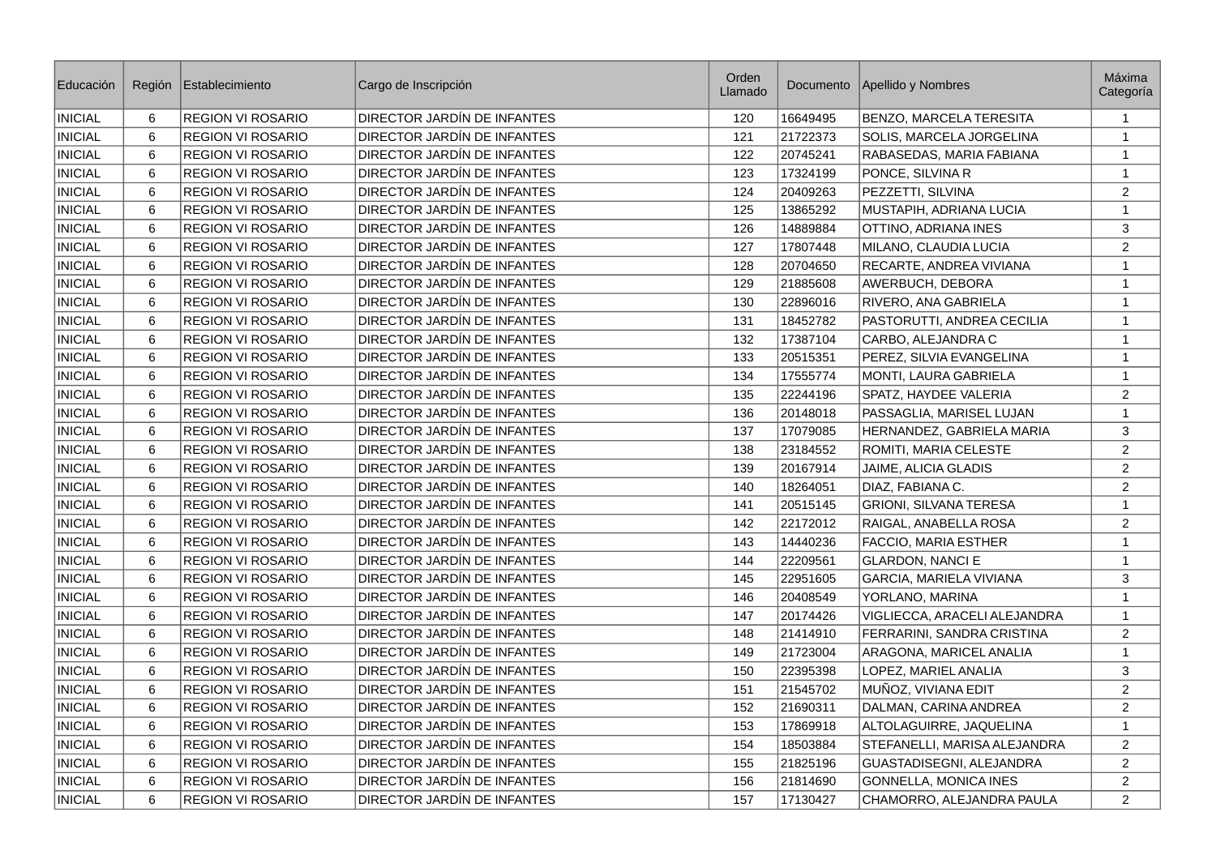| Educación | Región | Establecimiento | Cargo de Inscripción | Orden Llamado | Documento | Apellido y Nombres | Máxima Categoría |
|---|---|---|---|---|---|---|---|
| INICIAL | 6 | REGION VI ROSARIO | DIRECTOR JARDÍN DE INFANTES | 120 | 16649495 | BENZO, MARCELA TERESITA | 1 |
| INICIAL | 6 | REGION VI ROSARIO | DIRECTOR JARDÍN DE INFANTES | 121 | 21722373 | SOLIS, MARCELA JORGELINA | 1 |
| INICIAL | 6 | REGION VI ROSARIO | DIRECTOR JARDÍN DE INFANTES | 122 | 20745241 | RABASEDAS, MARIA FABIANA | 1 |
| INICIAL | 6 | REGION VI ROSARIO | DIRECTOR JARDÍN DE INFANTES | 123 | 17324199 | PONCE, SILVINA R | 1 |
| INICIAL | 6 | REGION VI ROSARIO | DIRECTOR JARDÍN DE INFANTES | 124 | 20409263 | PEZZETTI, SILVINA | 2 |
| INICIAL | 6 | REGION VI ROSARIO | DIRECTOR JARDÍN DE INFANTES | 125 | 13865292 | MUSTAPIH, ADRIANA LUCIA | 1 |
| INICIAL | 6 | REGION VI ROSARIO | DIRECTOR JARDÍN DE INFANTES | 126 | 14889884 | OTTINO, ADRIANA INES | 3 |
| INICIAL | 6 | REGION VI ROSARIO | DIRECTOR JARDÍN DE INFANTES | 127 | 17807448 | MILANO, CLAUDIA LUCIA | 2 |
| INICIAL | 6 | REGION VI ROSARIO | DIRECTOR JARDÍN DE INFANTES | 128 | 20704650 | RECARTE, ANDREA VIVIANA | 1 |
| INICIAL | 6 | REGION VI ROSARIO | DIRECTOR JARDÍN DE INFANTES | 129 | 21885608 | AWERBUCH, DEBORA | 1 |
| INICIAL | 6 | REGION VI ROSARIO | DIRECTOR JARDÍN DE INFANTES | 130 | 22896016 | RIVERO, ANA GABRIELA | 1 |
| INICIAL | 6 | REGION VI ROSARIO | DIRECTOR JARDÍN DE INFANTES | 131 | 18452782 | PASTORUTTI, ANDREA CECILIA | 1 |
| INICIAL | 6 | REGION VI ROSARIO | DIRECTOR JARDÍN DE INFANTES | 132 | 17387104 | CARBO, ALEJANDRA C | 1 |
| INICIAL | 6 | REGION VI ROSARIO | DIRECTOR JARDÍN DE INFANTES | 133 | 20515351 | PEREZ, SILVIA EVANGELINA | 1 |
| INICIAL | 6 | REGION VI ROSARIO | DIRECTOR JARDÍN DE INFANTES | 134 | 17555774 | MONTI, LAURA GABRIELA | 1 |
| INICIAL | 6 | REGION VI ROSARIO | DIRECTOR JARDÍN DE INFANTES | 135 | 22244196 | SPATZ, HAYDEE VALERIA | 2 |
| INICIAL | 6 | REGION VI ROSARIO | DIRECTOR JARDÍN DE INFANTES | 136 | 20148018 | PASSAGLIA, MARISEL LUJAN | 1 |
| INICIAL | 6 | REGION VI ROSARIO | DIRECTOR JARDÍN DE INFANTES | 137 | 17079085 | HERNANDEZ, GABRIELA MARIA | 3 |
| INICIAL | 6 | REGION VI ROSARIO | DIRECTOR JARDÍN DE INFANTES | 138 | 23184552 | ROMITI, MARIA CELESTE | 2 |
| INICIAL | 6 | REGION VI ROSARIO | DIRECTOR JARDÍN DE INFANTES | 139 | 20167914 | JAIME, ALICIA GLADIS | 2 |
| INICIAL | 6 | REGION VI ROSARIO | DIRECTOR JARDÍN DE INFANTES | 140 | 18264051 | DIAZ, FABIANA C. | 2 |
| INICIAL | 6 | REGION VI ROSARIO | DIRECTOR JARDÍN DE INFANTES | 141 | 20515145 | GRIONI, SILVANA TERESA | 1 |
| INICIAL | 6 | REGION VI ROSARIO | DIRECTOR JARDÍN DE INFANTES | 142 | 22172012 | RAIGAL, ANABELLA ROSA | 2 |
| INICIAL | 6 | REGION VI ROSARIO | DIRECTOR JARDÍN DE INFANTES | 143 | 14440236 | FACCIO, MARIA ESTHER | 1 |
| INICIAL | 6 | REGION VI ROSARIO | DIRECTOR JARDÍN DE INFANTES | 144 | 22209561 | GLARDON, NANCI E | 1 |
| INICIAL | 6 | REGION VI ROSARIO | DIRECTOR JARDÍN DE INFANTES | 145 | 22951605 | GARCIA, MARIELA VIVIANA | 3 |
| INICIAL | 6 | REGION VI ROSARIO | DIRECTOR JARDÍN DE INFANTES | 146 | 20408549 | YORLANO, MARINA | 1 |
| INICIAL | 6 | REGION VI ROSARIO | DIRECTOR JARDÍN DE INFANTES | 147 | 20174426 | VIGLIECCA, ARACELI ALEJANDRA | 1 |
| INICIAL | 6 | REGION VI ROSARIO | DIRECTOR JARDÍN DE INFANTES | 148 | 21414910 | FERRARINI, SANDRA CRISTINA | 2 |
| INICIAL | 6 | REGION VI ROSARIO | DIRECTOR JARDÍN DE INFANTES | 149 | 21723004 | ARAGONA, MARICEL ANALIA | 1 |
| INICIAL | 6 | REGION VI ROSARIO | DIRECTOR JARDÍN DE INFANTES | 150 | 22395398 | LOPEZ, MARIEL ANALIA | 3 |
| INICIAL | 6 | REGION VI ROSARIO | DIRECTOR JARDÍN DE INFANTES | 151 | 21545702 | MUÑOZ, VIVIANA EDIT | 2 |
| INICIAL | 6 | REGION VI ROSARIO | DIRECTOR JARDÍN DE INFANTES | 152 | 21690311 | DALMAN, CARINA ANDREA | 2 |
| INICIAL | 6 | REGION VI ROSARIO | DIRECTOR JARDÍN DE INFANTES | 153 | 17869918 | ALTOLAGUIRRE, JAQUELINA | 1 |
| INICIAL | 6 | REGION VI ROSARIO | DIRECTOR JARDÍN DE INFANTES | 154 | 18503884 | STEFANELLI, MARISA ALEJANDRA | 2 |
| INICIAL | 6 | REGION VI ROSARIO | DIRECTOR JARDÍN DE INFANTES | 155 | 21825196 | GUASTADISEGNI, ALEJANDRA | 2 |
| INICIAL | 6 | REGION VI ROSARIO | DIRECTOR JARDÍN DE INFANTES | 156 | 21814690 | GONNELLA, MONICA INES | 2 |
| INICIAL | 6 | REGION VI ROSARIO | DIRECTOR JARDÍN DE INFANTES | 157 | 17130427 | CHAMORRO, ALEJANDRA PAULA | 2 |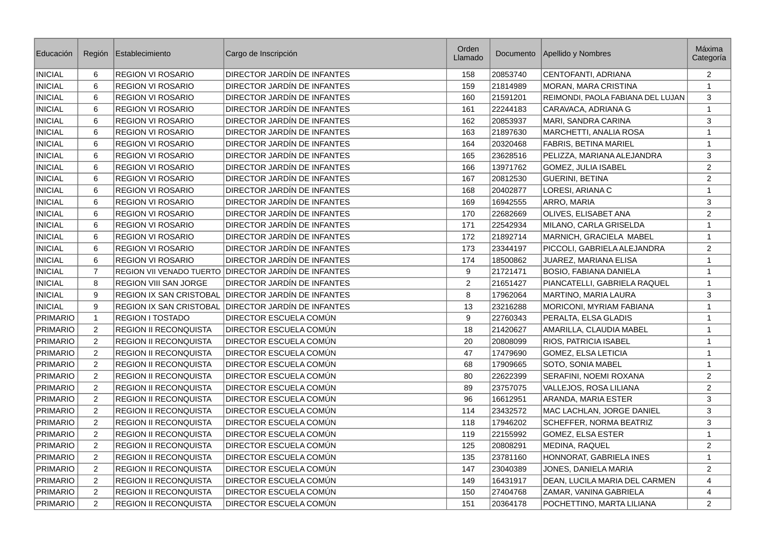| Educación | Región | Establecimiento | Cargo de Inscripción | Orden Llamado | Documento | Apellido y Nombres | Máxima Categoría |
|---|---|---|---|---|---|---|---|
| INICIAL | 6 | REGION VI ROSARIO | DIRECTOR JARDÍN DE INFANTES | 158 | 20853740 | CENTOFANTI, ADRIANA | 2 |
| INICIAL | 6 | REGION VI ROSARIO | DIRECTOR JARDÍN DE INFANTES | 159 | 21814989 | MORAN, MARA CRISTINA | 1 |
| INICIAL | 6 | REGION VI ROSARIO | DIRECTOR JARDÍN DE INFANTES | 160 | 21591201 | REIMONDI, PAOLA FABIANA DEL LUJAN | 3 |
| INICIAL | 6 | REGION VI ROSARIO | DIRECTOR JARDÍN DE INFANTES | 161 | 22244183 | CARAVACA, ADRIANA G | 1 |
| INICIAL | 6 | REGION VI ROSARIO | DIRECTOR JARDÍN DE INFANTES | 162 | 20853937 | MARI, SANDRA CARINA | 3 |
| INICIAL | 6 | REGION VI ROSARIO | DIRECTOR JARDÍN DE INFANTES | 163 | 21897630 | MARCHETTI, ANALIA ROSA | 1 |
| INICIAL | 6 | REGION VI ROSARIO | DIRECTOR JARDÍN DE INFANTES | 164 | 20320468 | FABRIS, BETINA MARIEL | 1 |
| INICIAL | 6 | REGION VI ROSARIO | DIRECTOR JARDÍN DE INFANTES | 165 | 23628516 | PELIZZA, MARIANA ALEJANDRA | 3 |
| INICIAL | 6 | REGION VI ROSARIO | DIRECTOR JARDÍN DE INFANTES | 166 | 13971762 | GOMEZ, JULIA ISABEL | 2 |
| INICIAL | 6 | REGION VI ROSARIO | DIRECTOR JARDÍN DE INFANTES | 167 | 20812530 | GUERINI, BETINA | 2 |
| INICIAL | 6 | REGION VI ROSARIO | DIRECTOR JARDÍN DE INFANTES | 168 | 20402877 | LORESI, ARIANA C | 1 |
| INICIAL | 6 | REGION VI ROSARIO | DIRECTOR JARDÍN DE INFANTES | 169 | 16942555 | ARRO, MARIA | 3 |
| INICIAL | 6 | REGION VI ROSARIO | DIRECTOR JARDÍN DE INFANTES | 170 | 22682669 | OLIVES, ELISABET ANA | 2 |
| INICIAL | 6 | REGION VI ROSARIO | DIRECTOR JARDÍN DE INFANTES | 171 | 22542934 | MILANO, CARLA GRISELDA | 1 |
| INICIAL | 6 | REGION VI ROSARIO | DIRECTOR JARDÍN DE INFANTES | 172 | 21892714 | MARNICH, GRACIELA MABEL | 1 |
| INICIAL | 6 | REGION VI ROSARIO | DIRECTOR JARDÍN DE INFANTES | 173 | 23344197 | PICCOLI, GABRIELA ALEJANDRA | 2 |
| INICIAL | 6 | REGION VI ROSARIO | DIRECTOR JARDÍN DE INFANTES | 174 | 18500862 | JUAREZ, MARIANA ELISA | 1 |
| INICIAL | 7 | REGION VII VENADO TUERTO | DIRECTOR JARDÍN DE INFANTES | 9 | 21721471 | BOSIO, FABIANA DANIELA | 1 |
| INICIAL | 8 | REGION VIII SAN JORGE | DIRECTOR JARDÍN DE INFANTES | 2 | 21651427 | PIANCATELLI, GABRIELA RAQUEL | 1 |
| INICIAL | 9 | REGION IX SAN CRISTOBAL | DIRECTOR JARDÍN DE INFANTES | 8 | 17962064 | MARTINO, MARIA LAURA | 3 |
| INICIAL | 9 | REGION IX SAN CRISTOBAL | DIRECTOR JARDÍN DE INFANTES | 13 | 23216288 | MORICONI, MYRIAM FABIANA | 1 |
| PRIMARIO | 1 | REGION I TOSTADO | DIRECTOR ESCUELA COMÚN | 9 | 22760343 | PERALTA, ELSA GLADIS | 1 |
| PRIMARIO | 2 | REGION II RECONQUISTA | DIRECTOR ESCUELA COMÚN | 18 | 21420627 | AMARILLA, CLAUDIA MABEL | 1 |
| PRIMARIO | 2 | REGION II RECONQUISTA | DIRECTOR ESCUELA COMÚN | 20 | 20808099 | RIOS, PATRICIA ISABEL | 1 |
| PRIMARIO | 2 | REGION II RECONQUISTA | DIRECTOR ESCUELA COMÚN | 47 | 17479690 | GOMEZ, ELSA LETICIA | 1 |
| PRIMARIO | 2 | REGION II RECONQUISTA | DIRECTOR ESCUELA COMÚN | 68 | 17909665 | SOTO, SONIA MABEL | 1 |
| PRIMARIO | 2 | REGION II RECONQUISTA | DIRECTOR ESCUELA COMÚN | 80 | 22622399 | SERAFINI, NOEMI ROXANA | 2 |
| PRIMARIO | 2 | REGION II RECONQUISTA | DIRECTOR ESCUELA COMÚN | 89 | 23757075 | VALLEJOS, ROSA LILIANA | 2 |
| PRIMARIO | 2 | REGION II RECONQUISTA | DIRECTOR ESCUELA COMÚN | 96 | 16612951 | ARANDA, MARIA ESTER | 3 |
| PRIMARIO | 2 | REGION II RECONQUISTA | DIRECTOR ESCUELA COMÚN | 114 | 23432572 | MAC LACHLAN, JORGE DANIEL | 3 |
| PRIMARIO | 2 | REGION II RECONQUISTA | DIRECTOR ESCUELA COMÚN | 118 | 17946202 | SCHEFFER, NORMA BEATRIZ | 3 |
| PRIMARIO | 2 | REGION II RECONQUISTA | DIRECTOR ESCUELA COMÚN | 119 | 22155992 | GOMEZ, ELSA ESTER | 1 |
| PRIMARIO | 2 | REGION II RECONQUISTA | DIRECTOR ESCUELA COMÚN | 125 | 20808291 | MEDINA, RAQUEL | 2 |
| PRIMARIO | 2 | REGION II RECONQUISTA | DIRECTOR ESCUELA COMÚN | 135 | 23781160 | HONNORAT, GABRIELA INES | 1 |
| PRIMARIO | 2 | REGION II RECONQUISTA | DIRECTOR ESCUELA COMÚN | 147 | 23040389 | JONES, DANIELA MARIA | 2 |
| PRIMARIO | 2 | REGION II RECONQUISTA | DIRECTOR ESCUELA COMÚN | 149 | 16431917 | DEAN, LUCILA MARIA DEL CARMEN | 4 |
| PRIMARIO | 2 | REGION II RECONQUISTA | DIRECTOR ESCUELA COMÚN | 150 | 27404768 | ZAMAR, VANINA GABRIELA | 4 |
| PRIMARIO | 2 | REGION II RECONQUISTA | DIRECTOR ESCUELA COMÚN | 151 | 20364178 | POCHETTINO, MARTA LILIANA | 2 |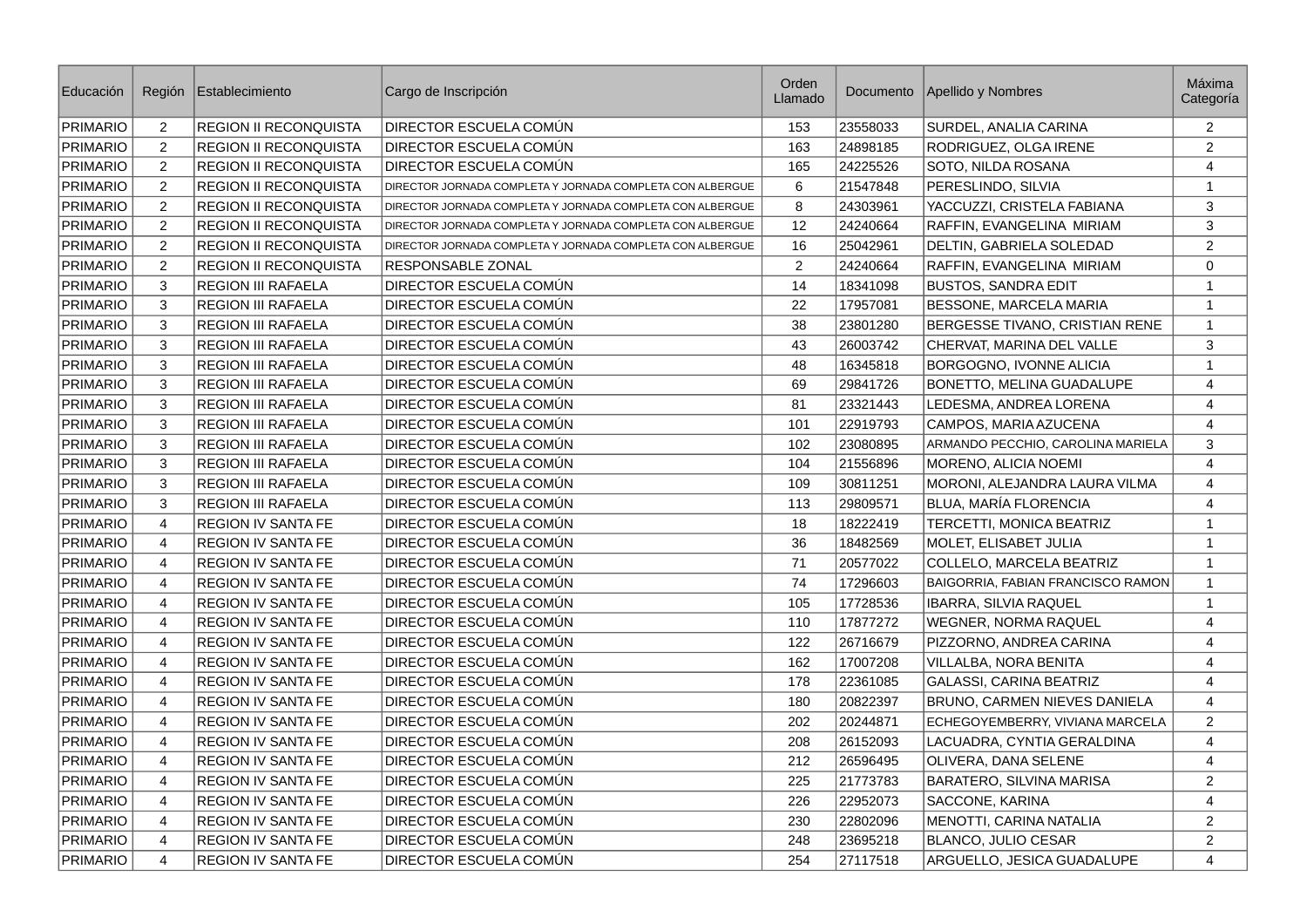| Educación | Región | Establecimiento | Cargo de Inscripción | Orden Llamado | Documento | Apellido y Nombres | Máxima Categoría |
|---|---|---|---|---|---|---|---|
| PRIMARIO | 2 | REGION II RECONQUISTA | DIRECTOR ESCUELA COMÚN | 153 | 23558033 | SURDEL, ANALIA CARINA | 2 |
| PRIMARIO | 2 | REGION II RECONQUISTA | DIRECTOR ESCUELA COMÚN | 163 | 24898185 | RODRIGUEZ, OLGA IRENE | 2 |
| PRIMARIO | 2 | REGION II RECONQUISTA | DIRECTOR ESCUELA COMÚN | 165 | 24225526 | SOTO, NILDA ROSANA | 4 |
| PRIMARIO | 2 | REGION II RECONQUISTA | DIRECTOR JORNADA COMPLETA Y JORNADA COMPLETA CON ALBERGUE | 6 | 21547848 | PERESLINDO, SILVIA | 1 |
| PRIMARIO | 2 | REGION II RECONQUISTA | DIRECTOR JORNADA COMPLETA Y JORNADA COMPLETA CON ALBERGUE | 8 | 24303961 | YACCUZZI, CRISTELA FABIANA | 3 |
| PRIMARIO | 2 | REGION II RECONQUISTA | DIRECTOR JORNADA COMPLETA Y JORNADA COMPLETA CON ALBERGUE | 12 | 24240664 | RAFFIN, EVANGELINA MIRIAM | 3 |
| PRIMARIO | 2 | REGION II RECONQUISTA | DIRECTOR JORNADA COMPLETA Y JORNADA COMPLETA CON ALBERGUE | 16 | 25042961 | DELTIN, GABRIELA SOLEDAD | 2 |
| PRIMARIO | 2 | REGION II RECONQUISTA | RESPONSABLE ZONAL | 2 | 24240664 | RAFFIN, EVANGELINA MIRIAM | 0 |
| PRIMARIO | 3 | REGION III RAFAELA | DIRECTOR ESCUELA COMÚN | 14 | 18341098 | BUSTOS, SANDRA EDIT | 1 |
| PRIMARIO | 3 | REGION III RAFAELA | DIRECTOR ESCUELA COMÚN | 22 | 17957081 | BESSONE, MARCELA MARIA | 1 |
| PRIMARIO | 3 | REGION III RAFAELA | DIRECTOR ESCUELA COMÚN | 38 | 23801280 | BERGESSE TIVANO, CRISTIAN RENE | 1 |
| PRIMARIO | 3 | REGION III RAFAELA | DIRECTOR ESCUELA COMÚN | 43 | 26003742 | CHERVAT, MARINA DEL VALLE | 3 |
| PRIMARIO | 3 | REGION III RAFAELA | DIRECTOR ESCUELA COMÚN | 48 | 16345818 | BORGOGNO, IVONNE ALICIA | 1 |
| PRIMARIO | 3 | REGION III RAFAELA | DIRECTOR ESCUELA COMÚN | 69 | 29841726 | BONETTO, MELINA GUADALUPE | 4 |
| PRIMARIO | 3 | REGION III RAFAELA | DIRECTOR ESCUELA COMÚN | 81 | 23321443 | LEDESMA, ANDREA LORENA | 4 |
| PRIMARIO | 3 | REGION III RAFAELA | DIRECTOR ESCUELA COMÚN | 101 | 22919793 | CAMPOS, MARIA AZUCENA | 4 |
| PRIMARIO | 3 | REGION III RAFAELA | DIRECTOR ESCUELA COMÚN | 102 | 23080895 | ARMANDO PECCHIO, CAROLINA MARIELA | 3 |
| PRIMARIO | 3 | REGION III RAFAELA | DIRECTOR ESCUELA COMÚN | 104 | 21556896 | MORENO, ALICIA NOEMI | 4 |
| PRIMARIO | 3 | REGION III RAFAELA | DIRECTOR ESCUELA COMÚN | 109 | 30811251 | MORONI, ALEJANDRA LAURA VILMA | 4 |
| PRIMARIO | 3 | REGION III RAFAELA | DIRECTOR ESCUELA COMÚN | 113 | 29809571 | BLUA, MARÍA FLORENCIA | 4 |
| PRIMARIO | 4 | REGION IV SANTA FE | DIRECTOR ESCUELA COMÚN | 18 | 18222419 | TERCETTI, MONICA BEATRIZ | 1 |
| PRIMARIO | 4 | REGION IV SANTA FE | DIRECTOR ESCUELA COMÚN | 36 | 18482569 | MOLET, ELISABET JULIA | 1 |
| PRIMARIO | 4 | REGION IV SANTA FE | DIRECTOR ESCUELA COMÚN | 71 | 20577022 | COLLELO, MARCELA BEATRIZ | 1 |
| PRIMARIO | 4 | REGION IV SANTA FE | DIRECTOR ESCUELA COMÚN | 74 | 17296603 | BAIGORRIA, FABIAN FRANCISCO RAMON | 1 |
| PRIMARIO | 4 | REGION IV SANTA FE | DIRECTOR ESCUELA COMÚN | 105 | 17728536 | IBARRA, SILVIA RAQUEL | 1 |
| PRIMARIO | 4 | REGION IV SANTA FE | DIRECTOR ESCUELA COMÚN | 110 | 17877272 | WEGNER, NORMA RAQUEL | 4 |
| PRIMARIO | 4 | REGION IV SANTA FE | DIRECTOR ESCUELA COMÚN | 122 | 26716679 | PIZZORNO, ANDREA CARINA | 4 |
| PRIMARIO | 4 | REGION IV SANTA FE | DIRECTOR ESCUELA COMÚN | 162 | 17007208 | VILLALBA, NORA BENITA | 4 |
| PRIMARIO | 4 | REGION IV SANTA FE | DIRECTOR ESCUELA COMÚN | 178 | 22361085 | GALASSI, CARINA BEATRIZ | 4 |
| PRIMARIO | 4 | REGION IV SANTA FE | DIRECTOR ESCUELA COMÚN | 180 | 20822397 | BRUNO, CARMEN NIEVES DANIELA | 4 |
| PRIMARIO | 4 | REGION IV SANTA FE | DIRECTOR ESCUELA COMÚN | 202 | 20244871 | ECHEGOYEMBERRY, VIVIANA MARCELA | 2 |
| PRIMARIO | 4 | REGION IV SANTA FE | DIRECTOR ESCUELA COMÚN | 208 | 26152093 | LACUADRA, CYNTIA GERALDINA | 4 |
| PRIMARIO | 4 | REGION IV SANTA FE | DIRECTOR ESCUELA COMÚN | 212 | 26596495 | OLIVERA, DANA SELENE | 4 |
| PRIMARIO | 4 | REGION IV SANTA FE | DIRECTOR ESCUELA COMÚN | 225 | 21773783 | BARATERO, SILVINA MARISA | 2 |
| PRIMARIO | 4 | REGION IV SANTA FE | DIRECTOR ESCUELA COMÚN | 226 | 22952073 | SACCONE, KARINA | 4 |
| PRIMARIO | 4 | REGION IV SANTA FE | DIRECTOR ESCUELA COMÚN | 230 | 22802096 | MENOTTI, CARINA NATALIA | 2 |
| PRIMARIO | 4 | REGION IV SANTA FE | DIRECTOR ESCUELA COMÚN | 248 | 23695218 | BLANCO, JULIO CESAR | 2 |
| PRIMARIO | 4 | REGION IV SANTA FE | DIRECTOR ESCUELA COMÚN | 254 | 27117518 | ARGUELLO, JESICA GUADALUPE | 4 |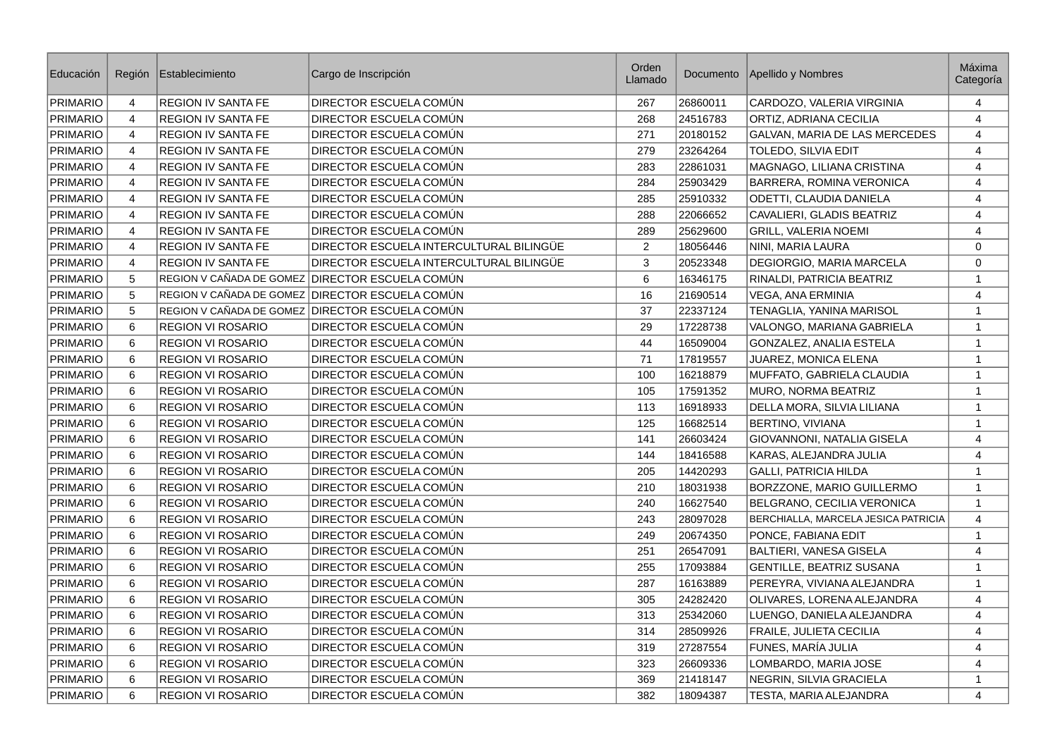| Educación | Región | Establecimiento | Cargo de Inscripción | Orden Llamado | Documento | Apellido y Nombres | Máxima Categoría |
|---|---|---|---|---|---|---|---|
| PRIMARIO | 4 | REGION IV SANTA FE | DIRECTOR ESCUELA COMÚN | 267 | 26860011 | CARDOZO, VALERIA VIRGINIA | 4 |
| PRIMARIO | 4 | REGION IV SANTA FE | DIRECTOR ESCUELA COMÚN | 268 | 24516783 | ORTIZ, ADRIANA CECILIA | 4 |
| PRIMARIO | 4 | REGION IV SANTA FE | DIRECTOR ESCUELA COMÚN | 271 | 20180152 | GALVAN, MARIA DE LAS MERCEDES | 4 |
| PRIMARIO | 4 | REGION IV SANTA FE | DIRECTOR ESCUELA COMÚN | 279 | 23264264 | TOLEDO, SILVIA EDIT | 4 |
| PRIMARIO | 4 | REGION IV SANTA FE | DIRECTOR ESCUELA COMÚN | 283 | 22861031 | MAGNAGO, LILIANA CRISTINA | 4 |
| PRIMARIO | 4 | REGION IV SANTA FE | DIRECTOR ESCUELA COMÚN | 284 | 25903429 | BARRERA, ROMINA VERONICA | 4 |
| PRIMARIO | 4 | REGION IV SANTA FE | DIRECTOR ESCUELA COMÚN | 285 | 25910332 | ODETTI, CLAUDIA DANIELA | 4 |
| PRIMARIO | 4 | REGION IV SANTA FE | DIRECTOR ESCUELA COMÚN | 288 | 22066652 | CAVALIERI, GLADIS BEATRIZ | 4 |
| PRIMARIO | 4 | REGION IV SANTA FE | DIRECTOR ESCUELA COMÚN | 289 | 25629600 | GRILL, VALERIA NOEMI | 4 |
| PRIMARIO | 4 | REGION IV SANTA FE | DIRECTOR ESCUELA INTERCULTURAL BILINGÜE | 2 | 18056446 | NINI, MARIA LAURA | 0 |
| PRIMARIO | 4 | REGION IV SANTA FE | DIRECTOR ESCUELA INTERCULTURAL BILINGÜE | 3 | 20523348 | DEGIORGIO, MARIA MARCELA | 0 |
| PRIMARIO | 5 | REGION V CAÑADA DE GOMEZ | DIRECTOR ESCUELA COMÚN | 6 | 16346175 | RINALDI, PATRICIA BEATRIZ | 1 |
| PRIMARIO | 5 | REGION V CAÑADA DE GOMEZ | DIRECTOR ESCUELA COMÚN | 16 | 21690514 | VEGA, ANA ERMINIA | 4 |
| PRIMARIO | 5 | REGION V CAÑADA DE GOMEZ | DIRECTOR ESCUELA COMÚN | 37 | 22337124 | TENAGLIA, YANINA MARISOL | 1 |
| PRIMARIO | 6 | REGION VI ROSARIO | DIRECTOR ESCUELA COMÚN | 29 | 17228738 | VALONGO, MARIANA GABRIELA | 1 |
| PRIMARIO | 6 | REGION VI ROSARIO | DIRECTOR ESCUELA COMÚN | 44 | 16509004 | GONZALEZ, ANALIA ESTELA | 1 |
| PRIMARIO | 6 | REGION VI ROSARIO | DIRECTOR ESCUELA COMÚN | 71 | 17819557 | JUAREZ, MONICA ELENA | 1 |
| PRIMARIO | 6 | REGION VI ROSARIO | DIRECTOR ESCUELA COMÚN | 100 | 16218879 | MUFFATO, GABRIELA CLAUDIA | 1 |
| PRIMARIO | 6 | REGION VI ROSARIO | DIRECTOR ESCUELA COMÚN | 105 | 17591352 | MURO, NORMA BEATRIZ | 1 |
| PRIMARIO | 6 | REGION VI ROSARIO | DIRECTOR ESCUELA COMÚN | 113 | 16918933 | DELLA MORA, SILVIA LILIANA | 1 |
| PRIMARIO | 6 | REGION VI ROSARIO | DIRECTOR ESCUELA COMÚN | 125 | 16682514 | BERTINO, VIVIANA | 1 |
| PRIMARIO | 6 | REGION VI ROSARIO | DIRECTOR ESCUELA COMÚN | 141 | 26603424 | GIOVANNONI, NATALIA GISELA | 4 |
| PRIMARIO | 6 | REGION VI ROSARIO | DIRECTOR ESCUELA COMÚN | 144 | 18416588 | KARAS, ALEJANDRA JULIA | 4 |
| PRIMARIO | 6 | REGION VI ROSARIO | DIRECTOR ESCUELA COMÚN | 205 | 14420293 | GALLI, PATRICIA HILDA | 1 |
| PRIMARIO | 6 | REGION VI ROSARIO | DIRECTOR ESCUELA COMÚN | 210 | 18031938 | BORZZONE, MARIO GUILLERMO | 1 |
| PRIMARIO | 6 | REGION VI ROSARIO | DIRECTOR ESCUELA COMÚN | 240 | 16627540 | BELGRANO, CECILIA VERONICA | 1 |
| PRIMARIO | 6 | REGION VI ROSARIO | DIRECTOR ESCUELA COMÚN | 243 | 28097028 | BERCHIALLA, MARCELA JESICA PATRICIA | 4 |
| PRIMARIO | 6 | REGION VI ROSARIO | DIRECTOR ESCUELA COMÚN | 249 | 20674350 | PONCE, FABIANA EDIT | 1 |
| PRIMARIO | 6 | REGION VI ROSARIO | DIRECTOR ESCUELA COMÚN | 251 | 26547091 | BALTIERI, VANESA GISELA | 4 |
| PRIMARIO | 6 | REGION VI ROSARIO | DIRECTOR ESCUELA COMÚN | 255 | 17093884 | GENTILLE, BEATRIZ SUSANA | 1 |
| PRIMARIO | 6 | REGION VI ROSARIO | DIRECTOR ESCUELA COMÚN | 287 | 16163889 | PEREYRA, VIVIANA ALEJANDRA | 1 |
| PRIMARIO | 6 | REGION VI ROSARIO | DIRECTOR ESCUELA COMÚN | 305 | 24282420 | OLIVARES, LORENA ALEJANDRA | 4 |
| PRIMARIO | 6 | REGION VI ROSARIO | DIRECTOR ESCUELA COMÚN | 313 | 25342060 | LUENGO, DANIELA ALEJANDRA | 4 |
| PRIMARIO | 6 | REGION VI ROSARIO | DIRECTOR ESCUELA COMÚN | 314 | 28509926 | FRAILE, JULIETA CECILIA | 4 |
| PRIMARIO | 6 | REGION VI ROSARIO | DIRECTOR ESCUELA COMÚN | 319 | 27287554 | FUNES, MARÍA JULIA | 4 |
| PRIMARIO | 6 | REGION VI ROSARIO | DIRECTOR ESCUELA COMÚN | 323 | 26609336 | LOMBARDO, MARIA JOSE | 4 |
| PRIMARIO | 6 | REGION VI ROSARIO | DIRECTOR ESCUELA COMÚN | 369 | 21418147 | NEGRIN, SILVIA GRACIELA | 1 |
| PRIMARIO | 6 | REGION VI ROSARIO | DIRECTOR ESCUELA COMÚN | 382 | 18094387 | TESTA, MARIA ALEJANDRA | 4 |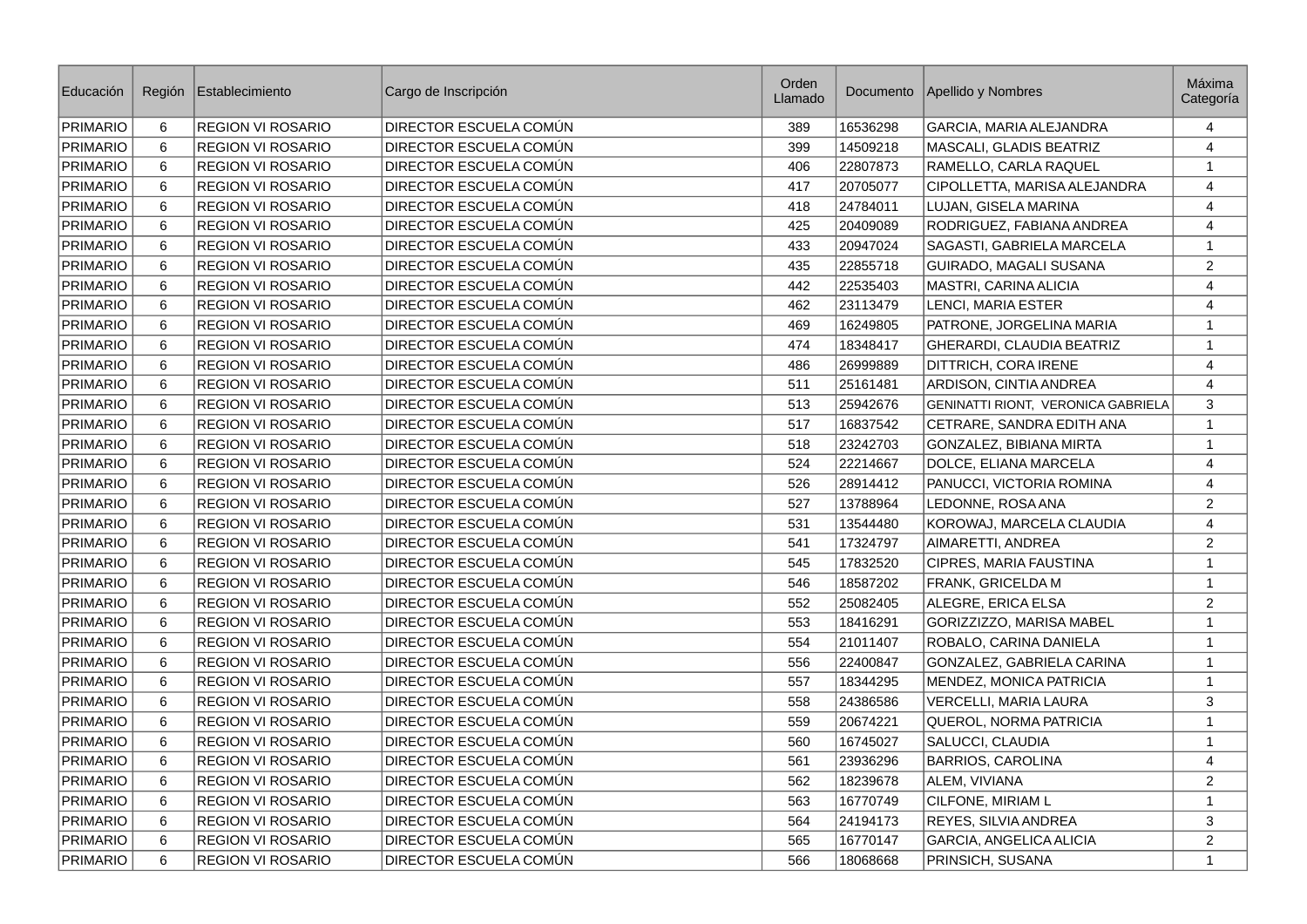| Educación | Región | Establecimiento | Cargo de Inscripción | Orden Llamado | Documento | Apellido y Nombres | Máxima Categoría |
|---|---|---|---|---|---|---|---|
| PRIMARIO | 6 | REGION VI ROSARIO | DIRECTOR ESCUELA COMÚN | 389 | 16536298 | GARCIA, MARIA ALEJANDRA | 4 |
| PRIMARIO | 6 | REGION VI ROSARIO | DIRECTOR ESCUELA COMÚN | 399 | 14509218 | MASCALI, GLADIS BEATRIZ | 4 |
| PRIMARIO | 6 | REGION VI ROSARIO | DIRECTOR ESCUELA COMÚN | 406 | 22807873 | RAMELLO, CARLA RAQUEL | 1 |
| PRIMARIO | 6 | REGION VI ROSARIO | DIRECTOR ESCUELA COMÚN | 417 | 20705077 | CIPOLLETTA, MARISA ALEJANDRA | 4 |
| PRIMARIO | 6 | REGION VI ROSARIO | DIRECTOR ESCUELA COMÚN | 418 | 24784011 | LUJAN, GISELA MARINA | 4 |
| PRIMARIO | 6 | REGION VI ROSARIO | DIRECTOR ESCUELA COMÚN | 425 | 20409089 | RODRIGUEZ, FABIANA ANDREA | 4 |
| PRIMARIO | 6 | REGION VI ROSARIO | DIRECTOR ESCUELA COMÚN | 433 | 20947024 | SAGASTI, GABRIELA MARCELA | 1 |
| PRIMARIO | 6 | REGION VI ROSARIO | DIRECTOR ESCUELA COMÚN | 435 | 22855718 | GUIRADO, MAGALI SUSANA | 2 |
| PRIMARIO | 6 | REGION VI ROSARIO | DIRECTOR ESCUELA COMÚN | 442 | 22535403 | MASTRI, CARINA ALICIA | 4 |
| PRIMARIO | 6 | REGION VI ROSARIO | DIRECTOR ESCUELA COMÚN | 462 | 23113479 | LENCI, MARIA ESTER | 4 |
| PRIMARIO | 6 | REGION VI ROSARIO | DIRECTOR ESCUELA COMÚN | 469 | 16249805 | PATRONE, JORGELINA MARIA | 1 |
| PRIMARIO | 6 | REGION VI ROSARIO | DIRECTOR ESCUELA COMÚN | 474 | 18348417 | GHERARDI, CLAUDIA BEATRIZ | 1 |
| PRIMARIO | 6 | REGION VI ROSARIO | DIRECTOR ESCUELA COMÚN | 486 | 26999889 | DITTRICH, CORA IRENE | 4 |
| PRIMARIO | 6 | REGION VI ROSARIO | DIRECTOR ESCUELA COMÚN | 511 | 25161481 | ARDISON, CINTIA ANDREA | 4 |
| PRIMARIO | 6 | REGION VI ROSARIO | DIRECTOR ESCUELA COMÚN | 513 | 25942676 | GENINATTI RIONT, VERONICA GABRIELA | 3 |
| PRIMARIO | 6 | REGION VI ROSARIO | DIRECTOR ESCUELA COMÚN | 517 | 16837542 | CETRARE, SANDRA EDITH ANA | 1 |
| PRIMARIO | 6 | REGION VI ROSARIO | DIRECTOR ESCUELA COMÚN | 518 | 23242703 | GONZALEZ, BIBIANA MIRTA | 1 |
| PRIMARIO | 6 | REGION VI ROSARIO | DIRECTOR ESCUELA COMÚN | 524 | 22214667 | DOLCE, ELIANA MARCELA | 4 |
| PRIMARIO | 6 | REGION VI ROSARIO | DIRECTOR ESCUELA COMÚN | 526 | 28914412 | PANUCCI, VICTORIA ROMINA | 4 |
| PRIMARIO | 6 | REGION VI ROSARIO | DIRECTOR ESCUELA COMÚN | 527 | 13788964 | LEDONNE, ROSA ANA | 2 |
| PRIMARIO | 6 | REGION VI ROSARIO | DIRECTOR ESCUELA COMÚN | 531 | 13544480 | KOROWAJ, MARCELA CLAUDIA | 4 |
| PRIMARIO | 6 | REGION VI ROSARIO | DIRECTOR ESCUELA COMÚN | 541 | 17324797 | AIMARETTI, ANDREA | 2 |
| PRIMARIO | 6 | REGION VI ROSARIO | DIRECTOR ESCUELA COMÚN | 545 | 17832520 | CIPRES, MARIA FAUSTINA | 1 |
| PRIMARIO | 6 | REGION VI ROSARIO | DIRECTOR ESCUELA COMÚN | 546 | 18587202 | FRANK, GRICELDA M | 1 |
| PRIMARIO | 6 | REGION VI ROSARIO | DIRECTOR ESCUELA COMÚN | 552 | 25082405 | ALEGRE, ERICA ELSA | 2 |
| PRIMARIO | 6 | REGION VI ROSARIO | DIRECTOR ESCUELA COMÚN | 553 | 18416291 | GORIZZIZZO, MARISA MABEL | 1 |
| PRIMARIO | 6 | REGION VI ROSARIO | DIRECTOR ESCUELA COMÚN | 554 | 21011407 | ROBALO, CARINA DANIELA | 1 |
| PRIMARIO | 6 | REGION VI ROSARIO | DIRECTOR ESCUELA COMÚN | 556 | 22400847 | GONZALEZ, GABRIELA CARINA | 1 |
| PRIMARIO | 6 | REGION VI ROSARIO | DIRECTOR ESCUELA COMÚN | 557 | 18344295 | MENDEZ, MONICA PATRICIA | 1 |
| PRIMARIO | 6 | REGION VI ROSARIO | DIRECTOR ESCUELA COMÚN | 558 | 24386586 | VERCELLI, MARIA LAURA | 3 |
| PRIMARIO | 6 | REGION VI ROSARIO | DIRECTOR ESCUELA COMÚN | 559 | 20674221 | QUEROL, NORMA PATRICIA | 1 |
| PRIMARIO | 6 | REGION VI ROSARIO | DIRECTOR ESCUELA COMÚN | 560 | 16745027 | SALUCCI, CLAUDIA | 1 |
| PRIMARIO | 6 | REGION VI ROSARIO | DIRECTOR ESCUELA COMÚN | 561 | 23936296 | BARRIOS, CAROLINA | 4 |
| PRIMARIO | 6 | REGION VI ROSARIO | DIRECTOR ESCUELA COMÚN | 562 | 18239678 | ALEM, VIVIANA | 2 |
| PRIMARIO | 6 | REGION VI ROSARIO | DIRECTOR ESCUELA COMÚN | 563 | 16770749 | CILFONE, MIRIAM L | 1 |
| PRIMARIO | 6 | REGION VI ROSARIO | DIRECTOR ESCUELA COMÚN | 564 | 24194173 | REYES, SILVIA ANDREA | 3 |
| PRIMARIO | 6 | REGION VI ROSARIO | DIRECTOR ESCUELA COMÚN | 565 | 16770147 | GARCIA, ANGELICA ALICIA | 2 |
| PRIMARIO | 6 | REGION VI ROSARIO | DIRECTOR ESCUELA COMÚN | 566 | 18068668 | PRINSICH, SUSANA | 1 |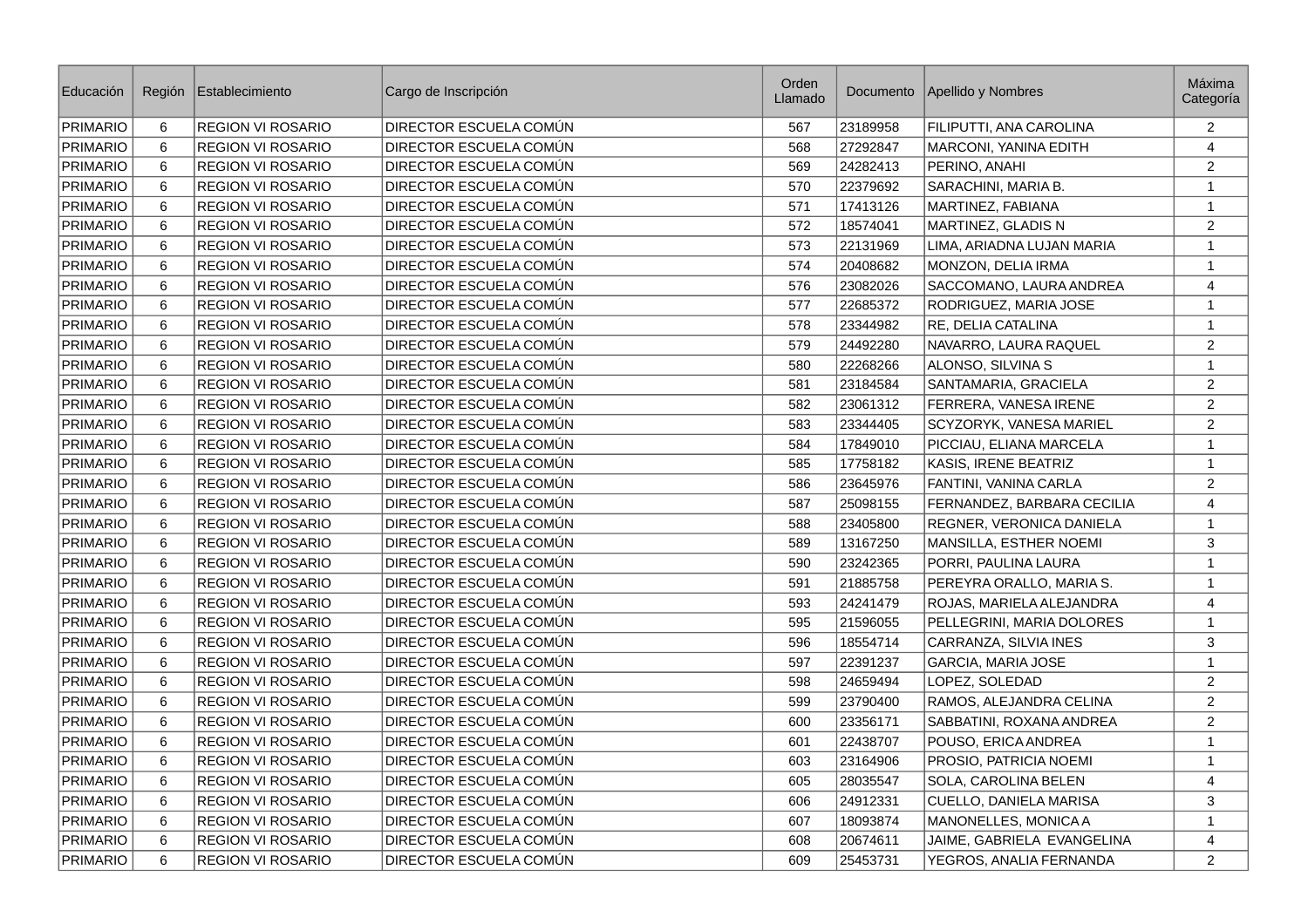| Educación | Región | Establecimiento | Cargo de Inscripción | Orden Llamado | Documento | Apellido y Nombres | Máxima Categoría |
|---|---|---|---|---|---|---|---|
| PRIMARIO | 6 | REGION VI ROSARIO | DIRECTOR ESCUELA COMÚN | 567 | 23189958 | FILIPUTTI, ANA CAROLINA | 2 |
| PRIMARIO | 6 | REGION VI ROSARIO | DIRECTOR ESCUELA COMÚN | 568 | 27292847 | MARCONI, YANINA EDITH | 4 |
| PRIMARIO | 6 | REGION VI ROSARIO | DIRECTOR ESCUELA COMÚN | 569 | 24282413 | PERINO, ANAHI | 2 |
| PRIMARIO | 6 | REGION VI ROSARIO | DIRECTOR ESCUELA COMÚN | 570 | 22379692 | SARACHINI, MARIA B. | 1 |
| PRIMARIO | 6 | REGION VI ROSARIO | DIRECTOR ESCUELA COMÚN | 571 | 17413126 | MARTINEZ, FABIANA | 1 |
| PRIMARIO | 6 | REGION VI ROSARIO | DIRECTOR ESCUELA COMÚN | 572 | 18574041 | MARTINEZ, GLADIS N | 2 |
| PRIMARIO | 6 | REGION VI ROSARIO | DIRECTOR ESCUELA COMÚN | 573 | 22131969 | LIMA, ARIADNA LUJAN MARIA | 1 |
| PRIMARIO | 6 | REGION VI ROSARIO | DIRECTOR ESCUELA COMÚN | 574 | 20408682 | MONZON, DELIA IRMA | 1 |
| PRIMARIO | 6 | REGION VI ROSARIO | DIRECTOR ESCUELA COMÚN | 576 | 23082026 | SACCOMANO, LAURA ANDREA | 4 |
| PRIMARIO | 6 | REGION VI ROSARIO | DIRECTOR ESCUELA COMÚN | 577 | 22685372 | RODRIGUEZ, MARIA JOSE | 1 |
| PRIMARIO | 6 | REGION VI ROSARIO | DIRECTOR ESCUELA COMÚN | 578 | 23344982 | RE, DELIA CATALINA | 1 |
| PRIMARIO | 6 | REGION VI ROSARIO | DIRECTOR ESCUELA COMÚN | 579 | 24492280 | NAVARRO, LAURA RAQUEL | 2 |
| PRIMARIO | 6 | REGION VI ROSARIO | DIRECTOR ESCUELA COMÚN | 580 | 22268266 | ALONSO, SILVINA S | 1 |
| PRIMARIO | 6 | REGION VI ROSARIO | DIRECTOR ESCUELA COMÚN | 581 | 23184584 | SANTAMARIA, GRACIELA | 2 |
| PRIMARIO | 6 | REGION VI ROSARIO | DIRECTOR ESCUELA COMÚN | 582 | 23061312 | FERRERA, VANESA IRENE | 2 |
| PRIMARIO | 6 | REGION VI ROSARIO | DIRECTOR ESCUELA COMÚN | 583 | 23344405 | SCYZORYK, VANESA MARIEL | 2 |
| PRIMARIO | 6 | REGION VI ROSARIO | DIRECTOR ESCUELA COMÚN | 584 | 17849010 | PICCIAU, ELIANA MARCELA | 1 |
| PRIMARIO | 6 | REGION VI ROSARIO | DIRECTOR ESCUELA COMÚN | 585 | 17758182 | KASIS, IRENE BEATRIZ | 1 |
| PRIMARIO | 6 | REGION VI ROSARIO | DIRECTOR ESCUELA COMÚN | 586 | 23645976 | FANTINI, VANINA CARLA | 2 |
| PRIMARIO | 6 | REGION VI ROSARIO | DIRECTOR ESCUELA COMÚN | 587 | 25098155 | FERNANDEZ, BARBARA CECILIA | 4 |
| PRIMARIO | 6 | REGION VI ROSARIO | DIRECTOR ESCUELA COMÚN | 588 | 23405800 | REGNER, VERONICA DANIELA | 1 |
| PRIMARIO | 6 | REGION VI ROSARIO | DIRECTOR ESCUELA COMÚN | 589 | 13167250 | MANSILLA, ESTHER NOEMI | 3 |
| PRIMARIO | 6 | REGION VI ROSARIO | DIRECTOR ESCUELA COMÚN | 590 | 23242365 | PORRI, PAULINA LAURA | 1 |
| PRIMARIO | 6 | REGION VI ROSARIO | DIRECTOR ESCUELA COMÚN | 591 | 21885758 | PEREYRA ORALLO, MARIA S. | 1 |
| PRIMARIO | 6 | REGION VI ROSARIO | DIRECTOR ESCUELA COMÚN | 593 | 24241479 | ROJAS, MARIELA ALEJANDRA | 4 |
| PRIMARIO | 6 | REGION VI ROSARIO | DIRECTOR ESCUELA COMÚN | 595 | 21596055 | PELLEGRINI, MARIA DOLORES | 1 |
| PRIMARIO | 6 | REGION VI ROSARIO | DIRECTOR ESCUELA COMÚN | 596 | 18554714 | CARRANZA, SILVIA INES | 3 |
| PRIMARIO | 6 | REGION VI ROSARIO | DIRECTOR ESCUELA COMÚN | 597 | 22391237 | GARCIA, MARIA JOSE | 1 |
| PRIMARIO | 6 | REGION VI ROSARIO | DIRECTOR ESCUELA COMÚN | 598 | 24659494 | LOPEZ, SOLEDAD | 2 |
| PRIMARIO | 6 | REGION VI ROSARIO | DIRECTOR ESCUELA COMÚN | 599 | 23790400 | RAMOS, ALEJANDRA CELINA | 2 |
| PRIMARIO | 6 | REGION VI ROSARIO | DIRECTOR ESCUELA COMÚN | 600 | 23356171 | SABBATINI, ROXANA ANDREA | 2 |
| PRIMARIO | 6 | REGION VI ROSARIO | DIRECTOR ESCUELA COMÚN | 601 | 22438707 | POUSO, ERICA ANDREA | 1 |
| PRIMARIO | 6 | REGION VI ROSARIO | DIRECTOR ESCUELA COMÚN | 603 | 23164906 | PROSIO, PATRICIA NOEMI | 1 |
| PRIMARIO | 6 | REGION VI ROSARIO | DIRECTOR ESCUELA COMÚN | 605 | 28035547 | SOLA, CAROLINA BELEN | 4 |
| PRIMARIO | 6 | REGION VI ROSARIO | DIRECTOR ESCUELA COMÚN | 606 | 24912331 | CUELLO, DANIELA MARISA | 3 |
| PRIMARIO | 6 | REGION VI ROSARIO | DIRECTOR ESCUELA COMÚN | 607 | 18093874 | MANONELLES, MONICA A | 1 |
| PRIMARIO | 6 | REGION VI ROSARIO | DIRECTOR ESCUELA COMÚN | 608 | 20674611 | JAIME, GABRIELA EVANGELINA | 4 |
| PRIMARIO | 6 | REGION VI ROSARIO | DIRECTOR ESCUELA COMÚN | 609 | 25453731 | YEGROS, ANALIA FERNANDA | 2 |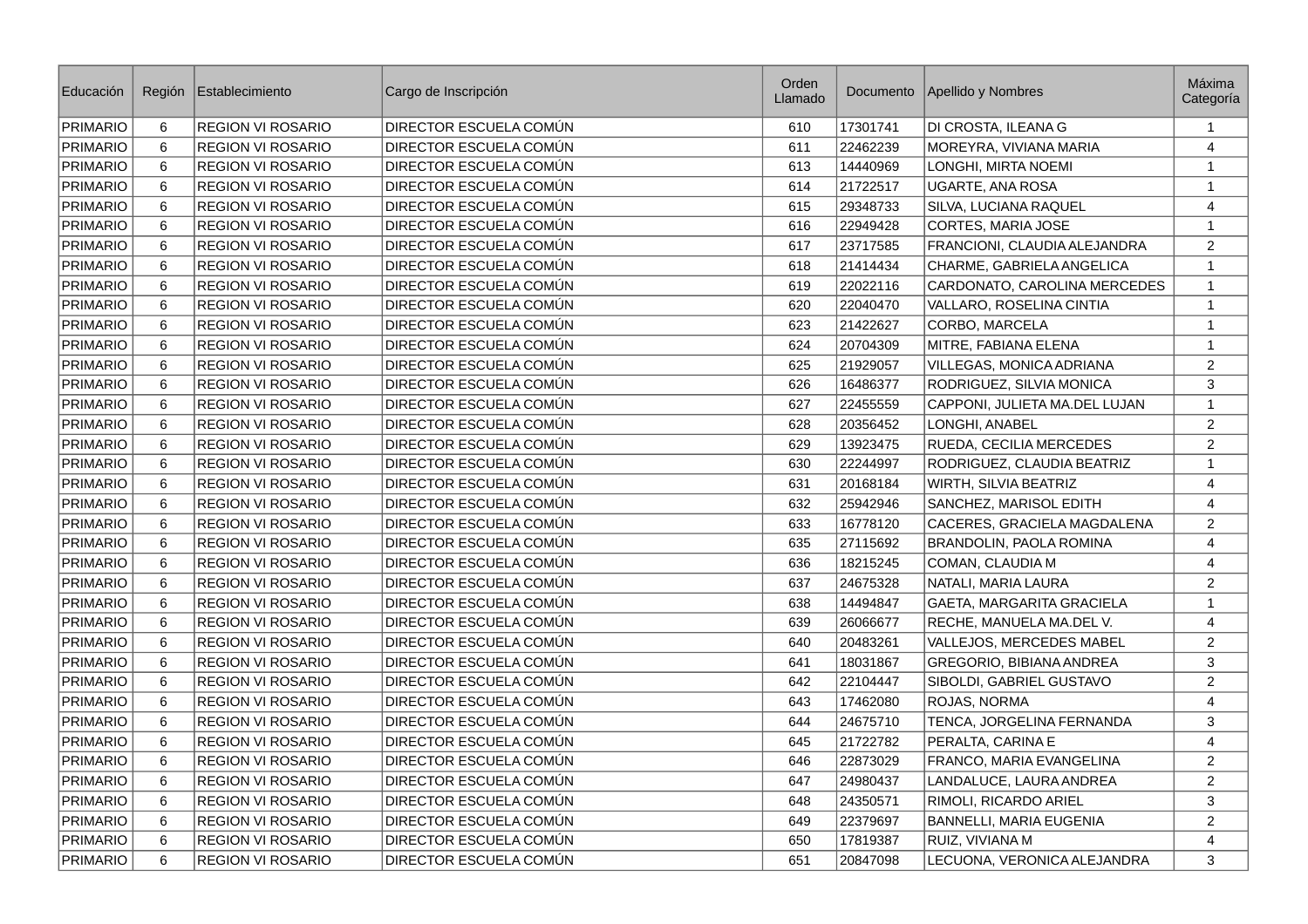| Educación | Región | Establecimiento | Cargo de Inscripción | Orden Llamado | Documento | Apellido y Nombres | Máxima Categoría |
|---|---|---|---|---|---|---|---|
| PRIMARIO | 6 | REGION VI ROSARIO | DIRECTOR ESCUELA COMÚN | 610 | 17301741 | DI CROSTA, ILEANA G | 1 |
| PRIMARIO | 6 | REGION VI ROSARIO | DIRECTOR ESCUELA COMÚN | 611 | 22462239 | MOREYRA, VIVIANA MARIA | 4 |
| PRIMARIO | 6 | REGION VI ROSARIO | DIRECTOR ESCUELA COMÚN | 613 | 14440969 | LONGHI, MIRTA NOEMI | 1 |
| PRIMARIO | 6 | REGION VI ROSARIO | DIRECTOR ESCUELA COMÚN | 614 | 21722517 | UGARTE, ANA ROSA | 1 |
| PRIMARIO | 6 | REGION VI ROSARIO | DIRECTOR ESCUELA COMÚN | 615 | 29348733 | SILVA, LUCIANA RAQUEL | 4 |
| PRIMARIO | 6 | REGION VI ROSARIO | DIRECTOR ESCUELA COMÚN | 616 | 22949428 | CORTES, MARIA JOSE | 1 |
| PRIMARIO | 6 | REGION VI ROSARIO | DIRECTOR ESCUELA COMÚN | 617 | 23717585 | FRANCIONI, CLAUDIA ALEJANDRA | 2 |
| PRIMARIO | 6 | REGION VI ROSARIO | DIRECTOR ESCUELA COMÚN | 618 | 21414434 | CHARME, GABRIELA ANGELICA | 1 |
| PRIMARIO | 6 | REGION VI ROSARIO | DIRECTOR ESCUELA COMÚN | 619 | 22022116 | CARDONATO, CAROLINA MERCEDES | 1 |
| PRIMARIO | 6 | REGION VI ROSARIO | DIRECTOR ESCUELA COMÚN | 620 | 22040470 | VALLARO, ROSELINA CINTIA | 1 |
| PRIMARIO | 6 | REGION VI ROSARIO | DIRECTOR ESCUELA COMÚN | 623 | 21422627 | CORBO, MARCELA | 1 |
| PRIMARIO | 6 | REGION VI ROSARIO | DIRECTOR ESCUELA COMÚN | 624 | 20704309 | MITRE, FABIANA ELENA | 1 |
| PRIMARIO | 6 | REGION VI ROSARIO | DIRECTOR ESCUELA COMÚN | 625 | 21929057 | VILLEGAS, MONICA ADRIANA | 2 |
| PRIMARIO | 6 | REGION VI ROSARIO | DIRECTOR ESCUELA COMÚN | 626 | 16486377 | RODRIGUEZ, SILVIA MONICA | 3 |
| PRIMARIO | 6 | REGION VI ROSARIO | DIRECTOR ESCUELA COMÚN | 627 | 22455559 | CAPPONI, JULIETA MA.DEL LUJAN | 1 |
| PRIMARIO | 6 | REGION VI ROSARIO | DIRECTOR ESCUELA COMÚN | 628 | 20356452 | LONGHI, ANABEL | 2 |
| PRIMARIO | 6 | REGION VI ROSARIO | DIRECTOR ESCUELA COMÚN | 629 | 13923475 | RUEDA, CECILIA MERCEDES | 2 |
| PRIMARIO | 6 | REGION VI ROSARIO | DIRECTOR ESCUELA COMÚN | 630 | 22244997 | RODRIGUEZ, CLAUDIA BEATRIZ | 1 |
| PRIMARIO | 6 | REGION VI ROSARIO | DIRECTOR ESCUELA COMÚN | 631 | 20168184 | WIRTH, SILVIA BEATRIZ | 4 |
| PRIMARIO | 6 | REGION VI ROSARIO | DIRECTOR ESCUELA COMÚN | 632 | 25942946 | SANCHEZ, MARISOL EDITH | 4 |
| PRIMARIO | 6 | REGION VI ROSARIO | DIRECTOR ESCUELA COMÚN | 633 | 16778120 | CACERES, GRACIELA MAGDALENA | 2 |
| PRIMARIO | 6 | REGION VI ROSARIO | DIRECTOR ESCUELA COMÚN | 635 | 27115692 | BRANDOLIN, PAOLA ROMINA | 4 |
| PRIMARIO | 6 | REGION VI ROSARIO | DIRECTOR ESCUELA COMÚN | 636 | 18215245 | COMAN, CLAUDIA M | 4 |
| PRIMARIO | 6 | REGION VI ROSARIO | DIRECTOR ESCUELA COMÚN | 637 | 24675328 | NATALI, MARIA LAURA | 2 |
| PRIMARIO | 6 | REGION VI ROSARIO | DIRECTOR ESCUELA COMÚN | 638 | 14494847 | GAETA, MARGARITA GRACIELA | 1 |
| PRIMARIO | 6 | REGION VI ROSARIO | DIRECTOR ESCUELA COMÚN | 639 | 26066677 | RECHE, MANUELA MA.DEL V. | 4 |
| PRIMARIO | 6 | REGION VI ROSARIO | DIRECTOR ESCUELA COMÚN | 640 | 20483261 | VALLEJOS, MERCEDES MABEL | 2 |
| PRIMARIO | 6 | REGION VI ROSARIO | DIRECTOR ESCUELA COMÚN | 641 | 18031867 | GREGORIO, BIBIANA ANDREA | 3 |
| PRIMARIO | 6 | REGION VI ROSARIO | DIRECTOR ESCUELA COMÚN | 642 | 22104447 | SIBOLDI, GABRIEL GUSTAVO | 2 |
| PRIMARIO | 6 | REGION VI ROSARIO | DIRECTOR ESCUELA COMÚN | 643 | 17462080 | ROJAS, NORMA | 4 |
| PRIMARIO | 6 | REGION VI ROSARIO | DIRECTOR ESCUELA COMÚN | 644 | 24675710 | TENCA, JORGELINA FERNANDA | 3 |
| PRIMARIO | 6 | REGION VI ROSARIO | DIRECTOR ESCUELA COMÚN | 645 | 21722782 | PERALTA, CARINA E | 4 |
| PRIMARIO | 6 | REGION VI ROSARIO | DIRECTOR ESCUELA COMÚN | 646 | 22873029 | FRANCO, MARIA EVANGELINA | 2 |
| PRIMARIO | 6 | REGION VI ROSARIO | DIRECTOR ESCUELA COMÚN | 647 | 24980437 | LANDALUCE, LAURA ANDREA | 2 |
| PRIMARIO | 6 | REGION VI ROSARIO | DIRECTOR ESCUELA COMÚN | 648 | 24350571 | RIMOLI, RICARDO ARIEL | 3 |
| PRIMARIO | 6 | REGION VI ROSARIO | DIRECTOR ESCUELA COMÚN | 649 | 22379697 | BANNELLI, MARIA EUGENIA | 2 |
| PRIMARIO | 6 | REGION VI ROSARIO | DIRECTOR ESCUELA COMÚN | 650 | 17819387 | RUIZ, VIVIANA M | 4 |
| PRIMARIO | 6 | REGION VI ROSARIO | DIRECTOR ESCUELA COMÚN | 651 | 20847098 | LECUONA, VERONICA ALEJANDRA | 3 |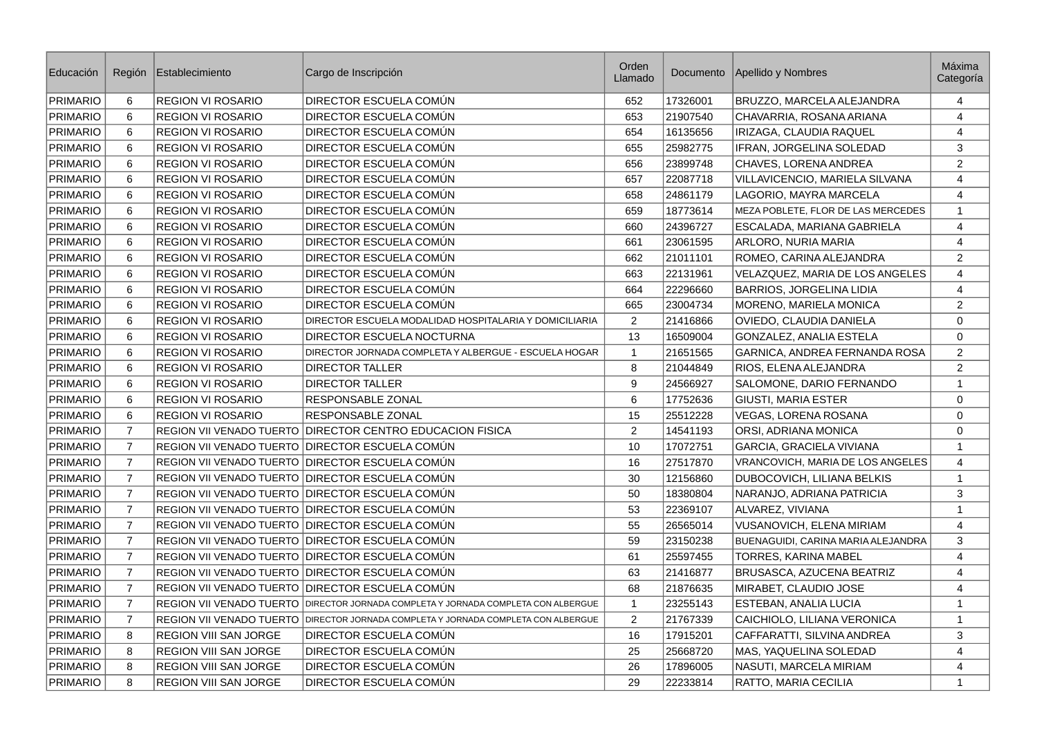| Educación | Región | Establecimiento | Cargo de Inscripción | Orden Llamado | Documento | Apellido y Nombres | Máxima Categoría |
|---|---|---|---|---|---|---|---|
| PRIMARIO | 6 | REGION VI ROSARIO | DIRECTOR ESCUELA COMÚN | 652 | 17326001 | BRUZZO, MARCELA ALEJANDRA | 4 |
| PRIMARIO | 6 | REGION VI ROSARIO | DIRECTOR ESCUELA COMÚN | 653 | 21907540 | CHAVARRIA, ROSANA ARIANA | 4 |
| PRIMARIO | 6 | REGION VI ROSARIO | DIRECTOR ESCUELA COMÚN | 654 | 16135656 | IRIZAGA, CLAUDIA RAQUEL | 4 |
| PRIMARIO | 6 | REGION VI ROSARIO | DIRECTOR ESCUELA COMÚN | 655 | 25982775 | IFRAN, JORGELINA SOLEDAD | 3 |
| PRIMARIO | 6 | REGION VI ROSARIO | DIRECTOR ESCUELA COMÚN | 656 | 23899748 | CHAVES, LORENA ANDREA | 2 |
| PRIMARIO | 6 | REGION VI ROSARIO | DIRECTOR ESCUELA COMÚN | 657 | 22087718 | VILLAVICENCIO, MARIELA SILVANA | 4 |
| PRIMARIO | 6 | REGION VI ROSARIO | DIRECTOR ESCUELA COMÚN | 658 | 24861179 | LAGORIO, MAYRA MARCELA | 4 |
| PRIMARIO | 6 | REGION VI ROSARIO | DIRECTOR ESCUELA COMÚN | 659 | 18773614 | MEZA POBLETE, FLOR DE LAS MERCEDES | 1 |
| PRIMARIO | 6 | REGION VI ROSARIO | DIRECTOR ESCUELA COMÚN | 660 | 24396727 | ESCALADA, MARIANA GABRIELA | 4 |
| PRIMARIO | 6 | REGION VI ROSARIO | DIRECTOR ESCUELA COMÚN | 661 | 23061595 | ARLORO, NURIA MARIA | 4 |
| PRIMARIO | 6 | REGION VI ROSARIO | DIRECTOR ESCUELA COMÚN | 662 | 21011101 | ROMEO, CARINA ALEJANDRA | 2 |
| PRIMARIO | 6 | REGION VI ROSARIO | DIRECTOR ESCUELA COMÚN | 663 | 22131961 | VELAZQUEZ, MARIA DE LOS ANGELES | 4 |
| PRIMARIO | 6 | REGION VI ROSARIO | DIRECTOR ESCUELA COMÚN | 664 | 22296660 | BARRIOS, JORGELINA LIDIA | 4 |
| PRIMARIO | 6 | REGION VI ROSARIO | DIRECTOR ESCUELA COMÚN | 665 | 23004734 | MORENO, MARIELA MONICA | 2 |
| PRIMARIO | 6 | REGION VI ROSARIO | DIRECTOR ESCUELA MODALIDAD HOSPITALARIA Y DOMICILIARIA | 2 | 21416866 | OVIEDO, CLAUDIA DANIELA | 0 |
| PRIMARIO | 6 | REGION VI ROSARIO | DIRECTOR ESCUELA NOCTURNA | 13 | 16509004 | GONZALEZ, ANALIA ESTELA | 0 |
| PRIMARIO | 6 | REGION VI ROSARIO | DIRECTOR JORNADA COMPLETA Y ALBERGUE - ESCUELA HOGAR | 1 | 21651565 | GARNICA, ANDREA FERNANDA ROSA | 2 |
| PRIMARIO | 6 | REGION VI ROSARIO | DIRECTOR TALLER | 8 | 21044849 | RIOS, ELENA ALEJANDRA | 2 |
| PRIMARIO | 6 | REGION VI ROSARIO | DIRECTOR TALLER | 9 | 24566927 | SALOMONE, DARIO FERNANDO | 1 |
| PRIMARIO | 6 | REGION VI ROSARIO | RESPONSABLE ZONAL | 6 | 17752636 | GIUSTI, MARIA ESTER | 0 |
| PRIMARIO | 6 | REGION VI ROSARIO | RESPONSABLE ZONAL | 15 | 25512228 | VEGAS, LORENA ROSANA | 0 |
| PRIMARIO | 7 | REGION VII VENADO TUERTO | DIRECTOR CENTRO EDUCACION FISICA | 2 | 14541193 | ORSI, ADRIANA MONICA | 0 |
| PRIMARIO | 7 | REGION VII VENADO TUERTO | DIRECTOR ESCUELA COMÚN | 10 | 17072751 | GARCIA, GRACIELA VIVIANA | 1 |
| PRIMARIO | 7 | REGION VII VENADO TUERTO | DIRECTOR ESCUELA COMÚN | 16 | 27517870 | VRANCOVICH, MARIA DE LOS ANGELES | 4 |
| PRIMARIO | 7 | REGION VII VENADO TUERTO | DIRECTOR ESCUELA COMÚN | 30 | 12156860 | DUBOCOVICH, LILIANA BELKIS | 1 |
| PRIMARIO | 7 | REGION VII VENADO TUERTO | DIRECTOR ESCUELA COMÚN | 50 | 18380804 | NARANJO, ADRIANA PATRICIA | 3 |
| PRIMARIO | 7 | REGION VII VENADO TUERTO | DIRECTOR ESCUELA COMÚN | 53 | 22369107 | ALVAREZ, VIVIANA | 1 |
| PRIMARIO | 7 | REGION VII VENADO TUERTO | DIRECTOR ESCUELA COMÚN | 55 | 26565014 | VUSANOVICH, ELENA MIRIAM | 4 |
| PRIMARIO | 7 | REGION VII VENADO TUERTO | DIRECTOR ESCUELA COMÚN | 59 | 23150238 | BUENAGUIDI, CARINA MARIA ALEJANDRA | 3 |
| PRIMARIO | 7 | REGION VII VENADO TUERTO | DIRECTOR ESCUELA COMÚN | 61 | 25597455 | TORRES, KARINA MABEL | 4 |
| PRIMARIO | 7 | REGION VII VENADO TUERTO | DIRECTOR ESCUELA COMÚN | 63 | 21416877 | BRUSASCA, AZUCENA BEATRIZ | 4 |
| PRIMARIO | 7 | REGION VII VENADO TUERTO | DIRECTOR ESCUELA COMÚN | 68 | 21876635 | MIRABET, CLAUDIO JOSE | 4 |
| PRIMARIO | 7 | REGION VII VENADO TUERTO | DIRECTOR JORNADA COMPLETA Y JORNADA COMPLETA CON ALBERGUE | 1 | 23255143 | ESTEBAN, ANALIA LUCIA | 1 |
| PRIMARIO | 7 | REGION VII VENADO TUERTO | DIRECTOR JORNADA COMPLETA Y JORNADA COMPLETA CON ALBERGUE | 2 | 21767339 | CAICHIOLO, LILIANA VERONICA | 1 |
| PRIMARIO | 8 | REGION VIII SAN JORGE | DIRECTOR ESCUELA COMÚN | 16 | 17915201 | CAFFARATTI, SILVINA ANDREA | 3 |
| PRIMARIO | 8 | REGION VIII SAN JORGE | DIRECTOR ESCUELA COMÚN | 25 | 25668720 | MAS, YAQUELINA SOLEDAD | 4 |
| PRIMARIO | 8 | REGION VIII SAN JORGE | DIRECTOR ESCUELA COMÚN | 26 | 17896005 | NASUTI, MARCELA MIRIAM | 4 |
| PRIMARIO | 8 | REGION VIII SAN JORGE | DIRECTOR ESCUELA COMÚN | 29 | 22233814 | RATTO, MARIA CECILIA | 1 |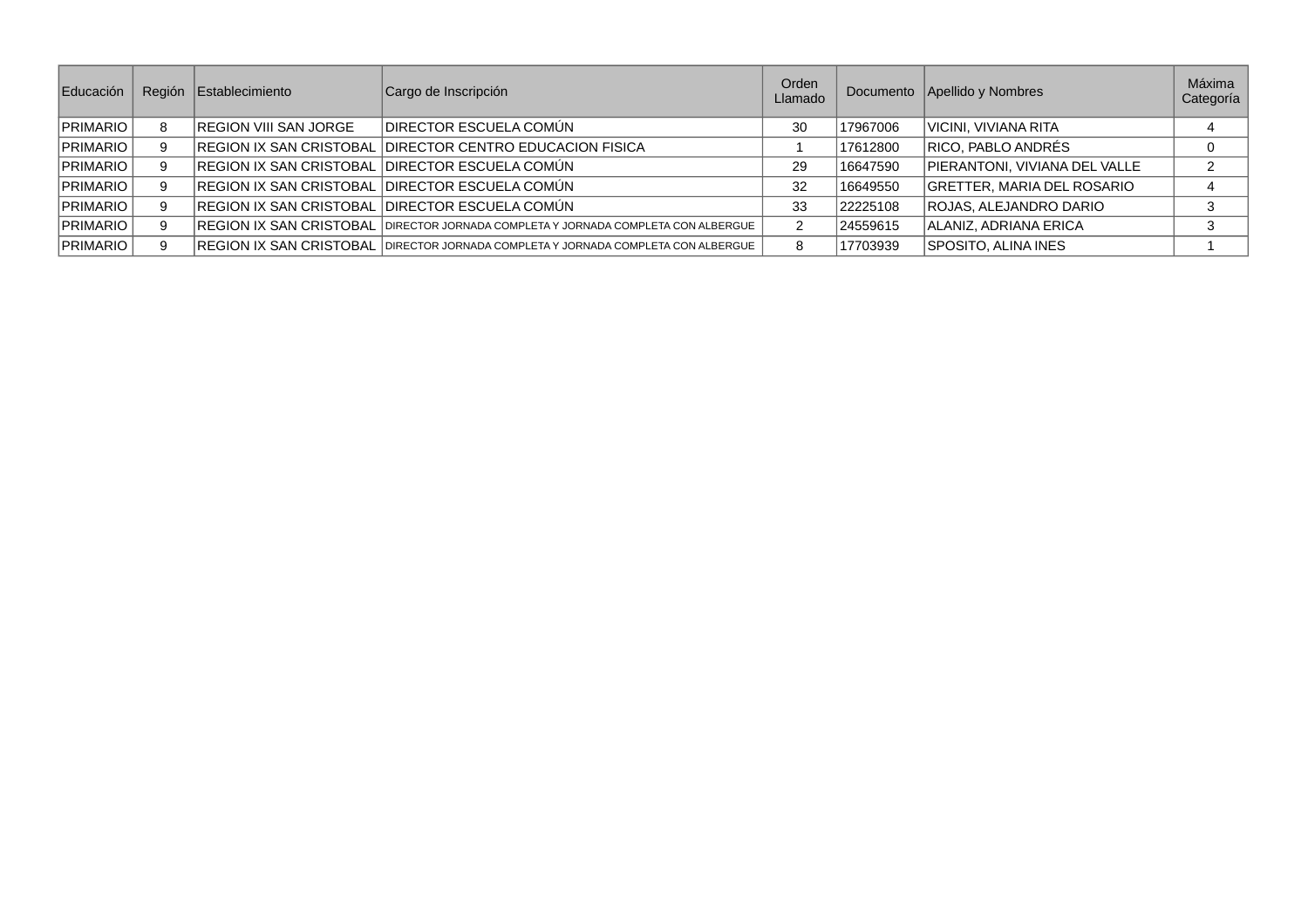| Educación | Región | Establecimiento | Cargo de Inscripción | Orden Llamado | Documento | Apellido y Nombres | Máxima Categoría |
|---|---|---|---|---|---|---|---|
| PRIMARIO | 8 | REGION VIII SAN JORGE | DIRECTOR ESCUELA COMÚN | 30 | 17967006 | VICINI, VIVIANA RITA | 4 |
| PRIMARIO | 9 | REGION IX SAN CRISTOBAL | DIRECTOR CENTRO EDUCACION FISICA | 1 | 17612800 | RICO, PABLO ANDRÉS | 0 |
| PRIMARIO | 9 | REGION IX SAN CRISTOBAL | DIRECTOR ESCUELA COMÚN | 29 | 16647590 | PIERANTONI, VIVIANA DEL VALLE | 2 |
| PRIMARIO | 9 | REGION IX SAN CRISTOBAL | DIRECTOR ESCUELA COMÚN | 32 | 16649550 | GRETTER, MARIA DEL ROSARIO | 4 |
| PRIMARIO | 9 | REGION IX SAN CRISTOBAL | DIRECTOR ESCUELA COMÚN | 33 | 22225108 | ROJAS, ALEJANDRO DARIO | 3 |
| PRIMARIO | 9 | REGION IX SAN CRISTOBAL | DIRECTOR JORNADA COMPLETA Y JORNADA COMPLETA CON ALBERGUE | 2 | 24559615 | ALANIZ, ADRIANA ERICA | 3 |
| PRIMARIO | 9 | REGION IX SAN CRISTOBAL | DIRECTOR JORNADA COMPLETA Y JORNADA COMPLETA CON ALBERGUE | 8 | 17703939 | SPOSITO, ALINA INES | 1 |